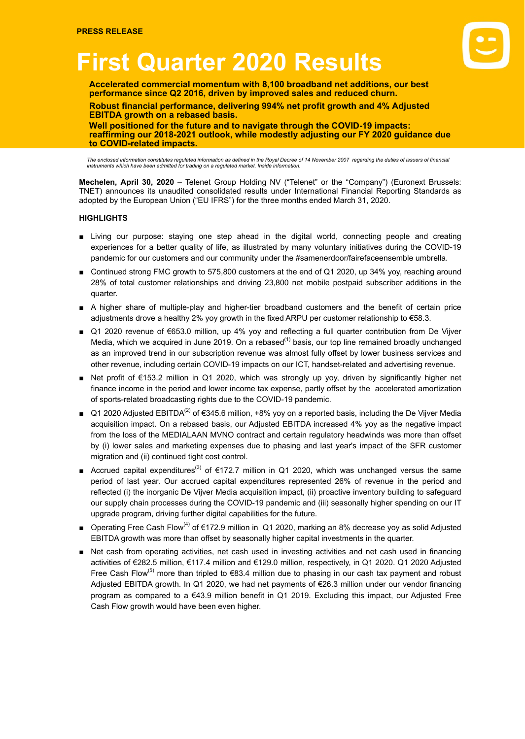PRESS RELEASE

# First Quarter 2020 Results

**Accelerated commercial momentum with 8,100 broadband net additions, our best performance since Q2 2016, driven by improved sales and reduced churn.**

**Robust financial performance, delivering 994% net profit growth and 4% Adjusted EBITDA growth on a rebased basis.**

**Well positioned for the future and to navigate through the COVID-19 impacts: reaffirming our 2018-2021 outlook, while modestly adjusting our FY 2020 guidance due to COVID-related impacts.**

*The enclosed information constitutes regulated information as defined in the Royal Decree of 14 November 2007 regarding the duties of issuers of financial instruments which have been admitted for trading on a regulated market. Inside information.*

**Mechelen, April 30, 2020** – Telenet Group Holding NV ("Telenet" or the "Company") (Euronext Brussels: TNET) announces its unaudited consolidated results under International Financial Reporting Standards as adopted by the European Union ("EU IFRS") for the three months ended March 31, 2020.

## HIGHLIGHTS

- Living our purpose: staying one step ahead in the digital world, connecting people and creating experiences for a better quality of life, as illustrated by many voluntary initiatives during the COVID-19 pandemic for our customers and our community under the #samenerdoor/fairefaceensemble umbrella.
- Continued strong FMC growth to 575,800 customers at the end of Q1 2020, up 34% yoy, reaching around 28% of total customer relationships and driving 23,800 net mobile postpaid subscriber additions in the quarter.
- A higher share of multiple-play and higher-tier broadband customers and the benefit of certain price adjustments drove a healthy 2% yoy growth in the fixed ARPU per customer relationship to €58.3.
- Q1 2020 revenue of €653.0 million, up 4% yoy and reflecting a full quarter contribution from De Vijver Media, which we acquired in June 2019. On a rebased[(1)] basis, our top line remained broadly unchanged as an improved trend in our subscription revenue was almost fully offset by lower business services and other revenue, including certain COVID-19 impacts on our ICT, handset-related and advertising revenue.
- Net profit of €153.2 million in Q1 2020, which was strongly up yoy, driven by significantly higher net finance income in the period and lower income tax expense, partly offset by the accelerated amortization of sports-related broadcasting rights due to the COVID-19 pandemic.
- Q1 2020 Adjusted EBITDA[(2)] of €345.6 million, +8% yoy on a reported basis, including the De Vijver Media acquisition impact. On a rebased basis, our Adjusted EBITDA increased 4% yoy as the negative impact from the loss of the MEDIALAAN MVNO contract and certain regulatory headwinds was more than offset by (i) lower sales and marketing expenses due to phasing and last year's impact of the SFR customer migration and (ii) continued tight cost control.
- Accrued capital expenditures[(3)] of €172.7 million in Q1 2020, which was unchanged versus the same period of last year. Our accrued capital expenditures represented 26% of revenue in the period and reflected (i) the inorganic De Vijver Media acquisition impact, (ii) proactive inventory building to safeguard our supply chain processes during the COVID-19 pandemic and (iii) seasonally higher spending on our IT upgrade program, driving further digital capabilities for the future.
- Operating Free Cash Flow[(4)] of €172.9 million in Q1 2020, marking an 8% decrease yoy as solid Adjusted EBITDA growth was more than offset by seasonally higher capital investments in the quarter.
- Net cash from operating activities, net cash used in investing activities and net cash used in financing activities of €282.5 million, €117.4 million and €129.0 million, respectively, in Q1 2020. Q1 2020 Adjusted Free Cash Flow[(5)] more than tripled to €83.4 million due to phasing in our cash tax payment and robust Adjusted EBITDA growth. In Q1 2020, we had net payments of €26.3 million under our vendor financing program as compared to a €43.9 million benefit in Q1 2019. Excluding this impact, our Adjusted Free Cash Flow growth would have been even higher.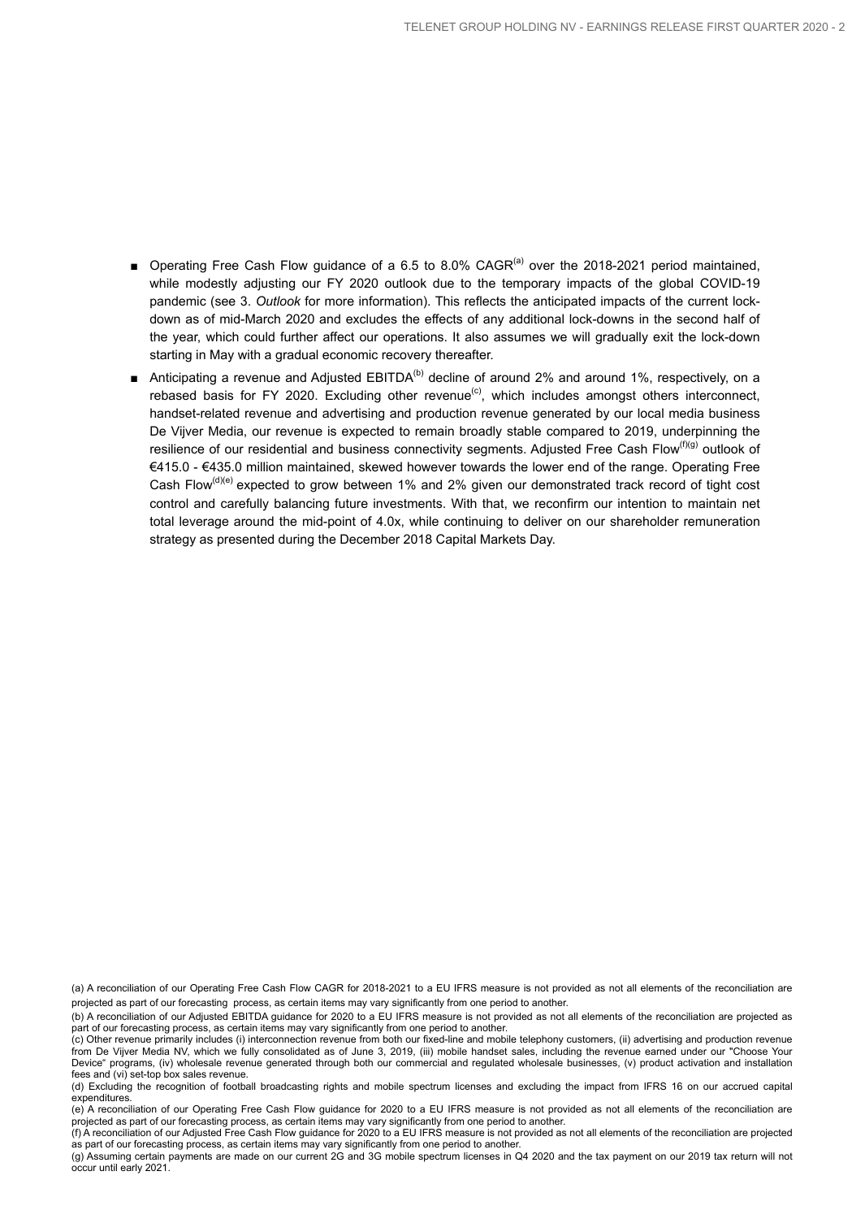- Operating Free Cash Flow guidance of a 6.5 to 8.0% CAGR[a] over the 2018-2021 period maintained, while modestly adjusting our FY 2020 outlook due to the temporary impacts of the global COVID-19 pandemic (see 3. *Outlook* for more information). This reflects the anticipated impacts of the current lock-down as of mid-March 2020 and excludes the effects of any additional lock-downs in the second half of the year, which could further affect our operations. It also assumes we will gradually exit the lock-down starting in May with a gradual economic recovery thereafter.
- Anticipating a revenue and Adjusted EBITDA[b] decline of around 2% and around 1%, respectively, on a rebased basis for FY 2020. Excluding other revenue[c], which includes amongst others interconnect, handset-related revenue and advertising and production revenue generated by our local media business De Vijver Media, our revenue is expected to remain broadly stable compared to 2019, underpinning the resilience of our residential and business connectivity segments. Adjusted Free Cash Flow[f][g] outlook of €415.0 - €435.0 million maintained, skewed however towards the lower end of the range. Operating Free Cash Flow[d][e] expected to grow between 1% and 2% given our demonstrated track record of tight cost control and carefully balancing future investments. With that, we reconfirm our intention to maintain net total leverage around the mid-point of 4.0x, while continuing to deliver on our shareholder remuneration strategy as presented during the December 2018 Capital Markets Day.

(a) A reconciliation of our Operating Free Cash Flow CAGR for 2018-2021 to a EU IFRS measure is not provided as not all elements of the reconciliation are projected as part of our forecasting process, as certain items may vary significantly from one period to another.

(b) A reconciliation of our Adjusted EBITDA guidance for 2020 to a EU IFRS measure is not provided as not all elements of the reconciliation are projected as part of our forecasting process, as certain items may vary significantly from one period to another.

(c) Other revenue primarily includes (i) interconnection revenue from both our fixed-line and mobile telephony customers, (ii) advertising and production revenue from De Vijver Media NV, which we fully consolidated as of June 3, 2019, (iii) mobile handset sales, including the revenue earned under our "Choose Your Device" programs, (iv) wholesale revenue generated through both our commercial and regulated wholesale businesses, (v) product activation and installation fees and (vi) set-top box sales revenue.

(d) Excluding the recognition of football broadcasting rights and mobile spectrum licenses and excluding the impact from IFRS 16 on our accrued capital expenditures.

(e) A reconciliation of our Operating Free Cash Flow guidance for 2020 to a EU IFRS measure is not provided as not all elements of the reconciliation are projected as part of our forecasting process, as certain items may vary significantly from one period to another.

(f) A reconciliation of our Adjusted Free Cash Flow guidance for 2020 to a EU IFRS measure is not provided as not all elements of the reconciliation are projected as part of our forecasting process, as certain items may vary significantly from one period to another.

(g) Assuming certain payments are made on our current 2G and 3G mobile spectrum licenses in Q4 2020 and the tax payment on our 2019 tax return will not occur until early 2021.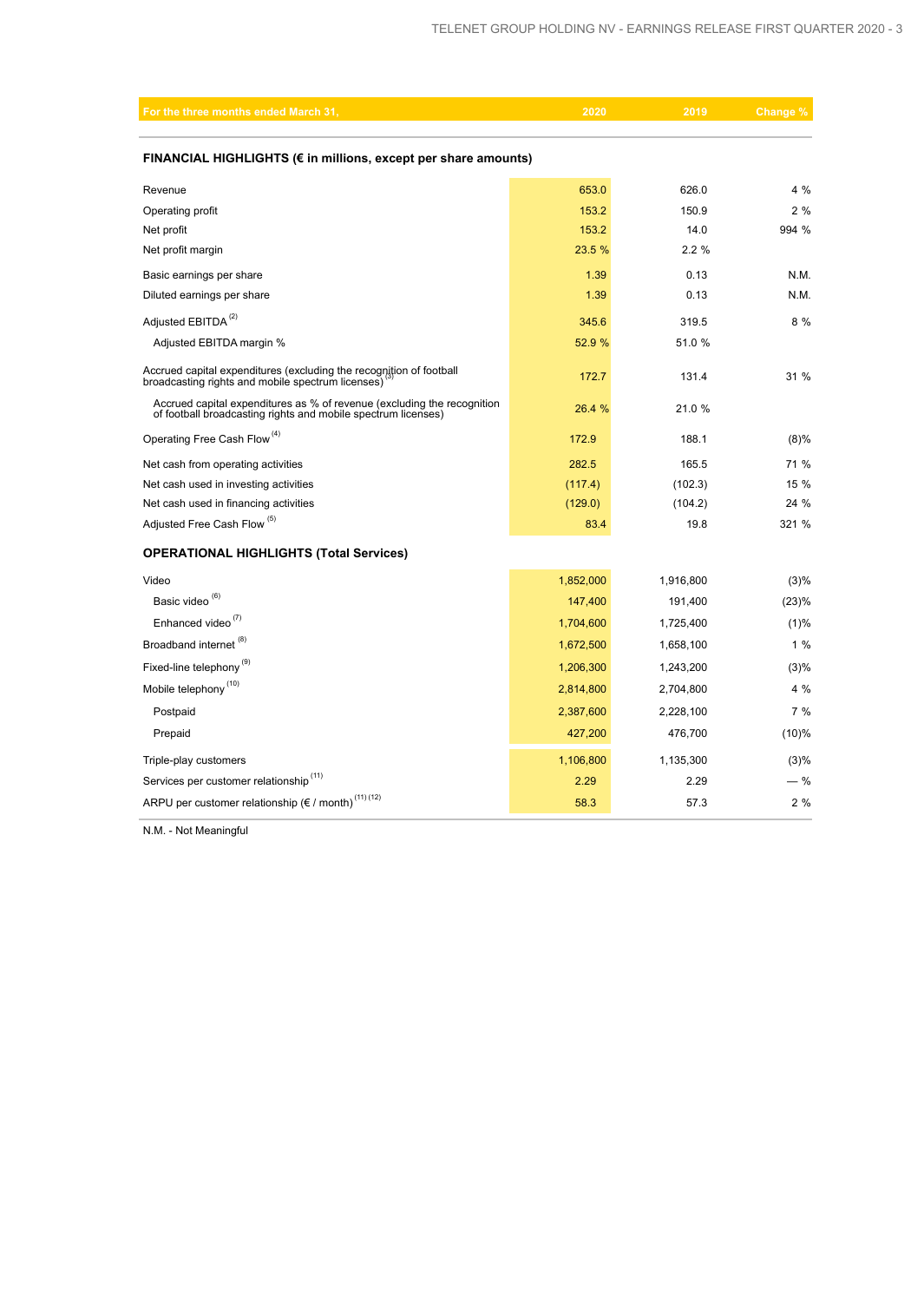| For the three months ended March 31, | 2020 | 2019 | Change % |
|---|---|---|---|
| **FINANCIAL HIGHLIGHTS (€ in millions, except per share amounts)** | | | |
| Revenue | 653.0 | 626.0 | 4 % |
| Operating profit | 153.2 | 150.9 | 2 % |
| Net profit | 153.2 | 14.0 | 994 % |
| Net profit margin | 23.5 % | 2.2 % | |
| Basic earnings per share | 1.39 | 0.13 | N.M. |
| Diluted earnings per share | 1.39 | 0.13 | N.M. |
| Adjusted EBITDA [2] | 345.6 | 319.5 | 8 % |
| Adjusted EBITDA margin % | 52.9 % | 51.0 % | |
| Accrued capital expenditures (excluding the recognition of football broadcasting rights and mobile spectrum licenses) [3] | 172.7 | 131.4 | 31 % |
| Accrued capital expenditures as % of revenue (excluding the recognition of football broadcasting rights and mobile spectrum licenses) | 26.4 % | 21.0 % | |
| Operating Free Cash Flow [4] | 172.9 | 188.1 | (8)% |
| Net cash from operating activities | 282.5 | 165.5 | 71 % |
| Net cash used in investing activities | (117.4) | (102.3) | 15 % |
| Net cash used in financing activities | (129.0) | (104.2) | 24 % |
| Adjusted Free Cash Flow [5] | 83.4 | 19.8 | 321 % |
| **OPERATIONAL HIGHLIGHTS (Total Services)** | | | |
| Video | 1,852,000 | 1,916,800 | (3)% |
| Basic video [6] | 147,400 | 191,400 | (23)% |
| Enhanced video [7] | 1,704,600 | 1,725,400 | (1)% |
| Broadband internet [8] | 1,672,500 | 1,658,100 | 1 % |
| Fixed-line telephony [9] | 1,206,300 | 1,243,200 | (3)% |
| Mobile telephony [10] | 2,814,800 | 2,704,800 | 4 % |
| Postpaid | 2,387,600 | 2,228,100 | 7 % |
| Prepaid | 427,200 | 476,700 | (10)% |
| Triple-play customers | 1,106,800 | 1,135,300 | (3)% |
| Services per customer relationship [11] | 2.29 | 2.29 | — % |
| ARPU per customer relationship (€ / month) [11] [12] | 58.3 | 57.3 | 2 % |

N.M. - Not Meaningful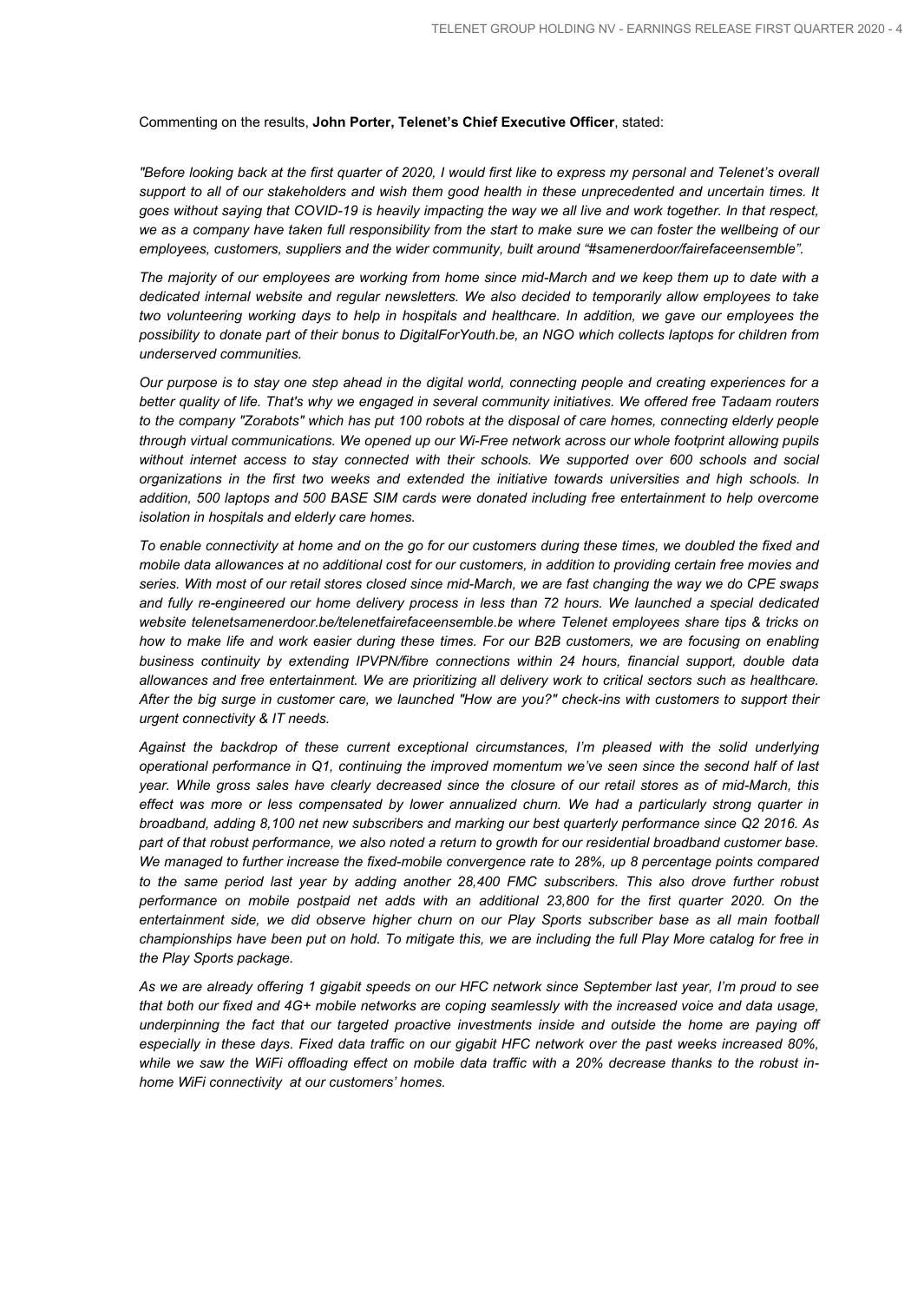Commenting on the results, **John Porter, Telenet's Chief Executive Officer**, stated:

*"Before looking back at the first quarter of 2020, I would first like to express my personal and Telenet's overall support to all of our stakeholders and wish them good health in these unprecedented and uncertain times. It goes without saying that COVID-19 is heavily impacting the way we all live and work together. In that respect, we as a company have taken full responsibility from the start to make sure we can foster the wellbeing of our employees, customers, suppliers and the wider community, built around "#samenerdoor/fairefaceensemble".*

*The majority of our employees are working from home since mid-March and we keep them up to date with a dedicated internal website and regular newsletters. We also decided to temporarily allow employees to take two volunteering working days to help in hospitals and healthcare. In addition, we gave our employees the possibility to donate part of their bonus to DigitalForYouth.be, an NGO which collects laptops for children from underserved communities.*

*Our purpose is to stay one step ahead in the digital world, connecting people and creating experiences for a better quality of life. That's why we engaged in several community initiatives. We offered free Tadaam routers to the company "Zorabots" which has put 100 robots at the disposal of care homes, connecting elderly people through virtual communications. We opened up our Wi-Free network across our whole footprint allowing pupils without internet access to stay connected with their schools. We supported over 600 schools and social organizations in the first two weeks and extended the initiative towards universities and high schools. In addition, 500 laptops and 500 BASE SIM cards were donated including free entertainment to help overcome isolation in hospitals and elderly care homes.*

*To enable connectivity at home and on the go for our customers during these times, we doubled the fixed and mobile data allowances at no additional cost for our customers, in addition to providing certain free movies and series. With most of our retail stores closed since mid-March, we are fast changing the way we do CPE swaps and fully re-engineered our home delivery process in less than 72 hours. We launched a special dedicated website telenetsamenerdoor.be/telenetfairefaceensemble.be where Telenet employees share tips & tricks on how to make life and work easier during these times. For our B2B customers, we are focusing on enabling business continuity by extending IPVPN/fibre connections within 24 hours, financial support, double data allowances and free entertainment. We are prioritizing all delivery work to critical sectors such as healthcare. After the big surge in customer care, we launched "How are you?" check-ins with customers to support their urgent connectivity & IT needs.*

*Against the backdrop of these current exceptional circumstances, I'm pleased with the solid underlying operational performance in Q1, continuing the improved momentum we've seen since the second half of last year. While gross sales have clearly decreased since the closure of our retail stores as of mid-March, this effect was more or less compensated by lower annualized churn. We had a particularly strong quarter in broadband, adding 8,100 net new subscribers and marking our best quarterly performance since Q2 2016. As part of that robust performance, we also noted a return to growth for our residential broadband customer base. We managed to further increase the fixed-mobile convergence rate to 28%, up 8 percentage points compared to the same period last year by adding another 28,400 FMC subscribers. This also drove further robust performance on mobile postpaid net adds with an additional 23,800 for the first quarter 2020. On the entertainment side, we did observe higher churn on our Play Sports subscriber base as all main football championships have been put on hold. To mitigate this, we are including the full Play More catalog for free in the Play Sports package.*

*As we are already offering 1 gigabit speeds on our HFC network since September last year, I'm proud to see that both our fixed and 4G+ mobile networks are coping seamlessly with the increased voice and data usage, underpinning the fact that our targeted proactive investments inside and outside the home are paying off especially in these days. Fixed data traffic on our gigabit HFC network over the past weeks increased 80%, while we saw the WiFi offloading effect on mobile data traffic with a 20% decrease thanks to the robust in-home WiFi connectivity at our customers' homes.*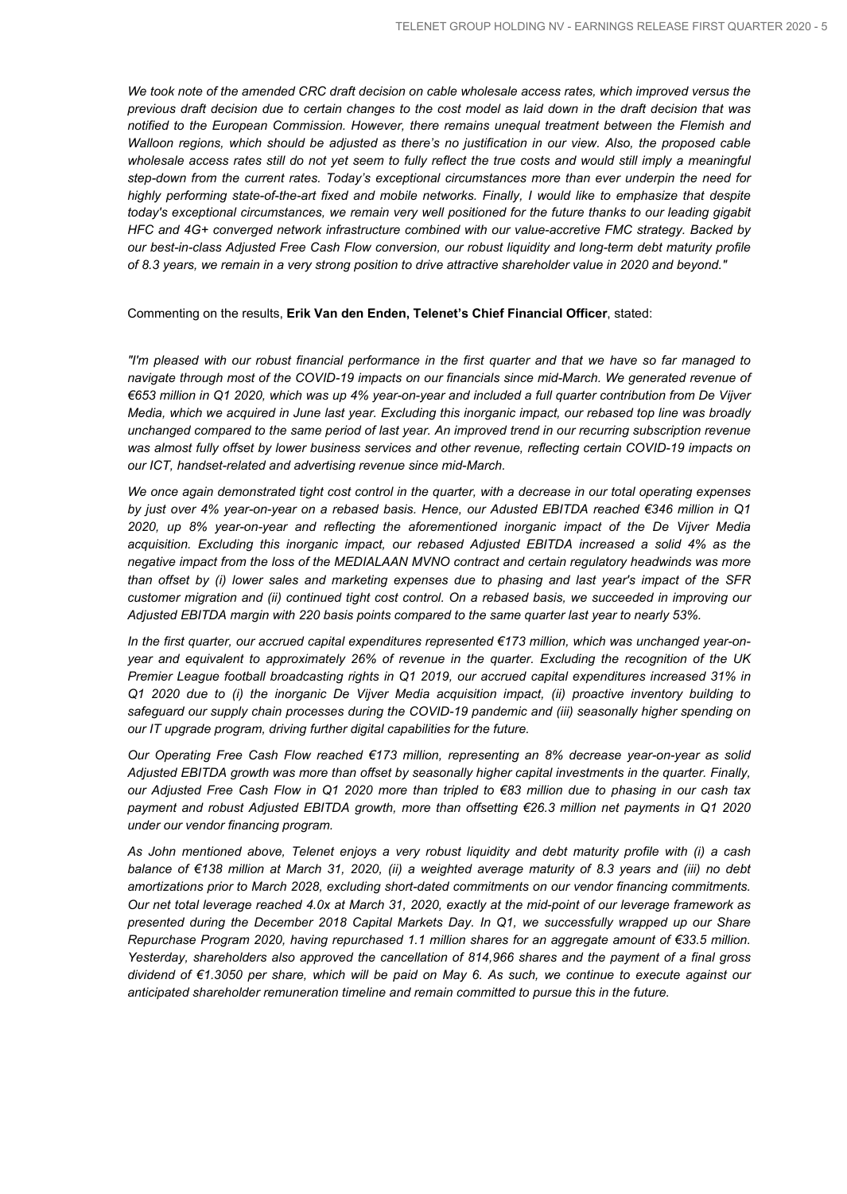*We took note of the amended CRC draft decision on cable wholesale access rates, which improved versus the previous draft decision due to certain changes to the cost model as laid down in the draft decision that was notified to the European Commission. However, there remains unequal treatment between the Flemish and Walloon regions, which should be adjusted as there's no justification in our view. Also, the proposed cable wholesale access rates still do not yet seem to fully reflect the true costs and would still imply a meaningful step-down from the current rates. Today's exceptional circumstances more than ever underpin the need for highly performing state-of-the-art fixed and mobile networks. Finally, I would like to emphasize that despite today's exceptional circumstances, we remain very well positioned for the future thanks to our leading gigabit HFC and 4G+ converged network infrastructure combined with our value-accretive FMC strategy. Backed by our best-in-class Adjusted Free Cash Flow conversion, our robust liquidity and long-term debt maturity profile of 8.3 years, we remain in a very strong position to drive attractive shareholder value in 2020 and beyond."*

Commenting on the results, **Erik Van den Enden, Telenet's Chief Financial Officer**, stated:

*"I'm pleased with our robust financial performance in the first quarter and that we have so far managed to navigate through most of the COVID-19 impacts on our financials since mid-March. We generated revenue of €653 million in Q1 2020, which was up 4% year-on-year and included a full quarter contribution from De Vijver Media, which we acquired in June last year. Excluding this inorganic impact, our rebased top line was broadly unchanged compared to the same period of last year. An improved trend in our recurring subscription revenue was almost fully offset by lower business services and other revenue, reflecting certain COVID-19 impacts on our ICT, handset-related and advertising revenue since mid-March.*

*We once again demonstrated tight cost control in the quarter, with a decrease in our total operating expenses by just over 4% year-on-year on a rebased basis. Hence, our Adusted EBITDA reached €346 million in Q1 2020, up 8% year-on-year and reflecting the aforementioned inorganic impact of the De Vijver Media acquisition. Excluding this inorganic impact, our rebased Adjusted EBITDA increased a solid 4% as the negative impact from the loss of the MEDIALAAN MVNO contract and certain regulatory headwinds was more than offset by (i) lower sales and marketing expenses due to phasing and last year's impact of the SFR customer migration and (ii) continued tight cost control. On a rebased basis, we succeeded in improving our Adjusted EBITDA margin with 220 basis points compared to the same quarter last year to nearly 53%.*

*In the first quarter, our accrued capital expenditures represented €173 million, which was unchanged year-on-year and equivalent to approximately 26% of revenue in the quarter. Excluding the recognition of the UK Premier League football broadcasting rights in Q1 2019, our accrued capital expenditures increased 31% in Q1 2020 due to (i) the inorganic De Vijver Media acquisition impact, (ii) proactive inventory building to safeguard our supply chain processes during the COVID-19 pandemic and (iii) seasonally higher spending on our IT upgrade program, driving further digital capabilities for the future.*

*Our Operating Free Cash Flow reached €173 million, representing an 8% decrease year-on-year as solid Adjusted EBITDA growth was more than offset by seasonally higher capital investments in the quarter. Finally, our Adjusted Free Cash Flow in Q1 2020 more than tripled to €83 million due to phasing in our cash tax payment and robust Adjusted EBITDA growth, more than offsetting €26.3 million net payments in Q1 2020 under our vendor financing program.*

*As John mentioned above, Telenet enjoys a very robust liquidity and debt maturity profile with (i) a cash balance of €138 million at March 31, 2020, (ii) a weighted average maturity of 8.3 years and (iii) no debt amortizations prior to March 2028, excluding short-dated commitments on our vendor financing commitments. Our net total leverage reached 4.0x at March 31, 2020, exactly at the mid-point of our leverage framework as presented during the December 2018 Capital Markets Day. In Q1, we successfully wrapped up our Share Repurchase Program 2020, having repurchased 1.1 million shares for an aggregate amount of €33.5 million. Yesterday, shareholders also approved the cancellation of 814,966 shares and the payment of a final gross dividend of €1.3050 per share, which will be paid on May 6. As such, we continue to execute against our anticipated shareholder remuneration timeline and remain committed to pursue this in the future.*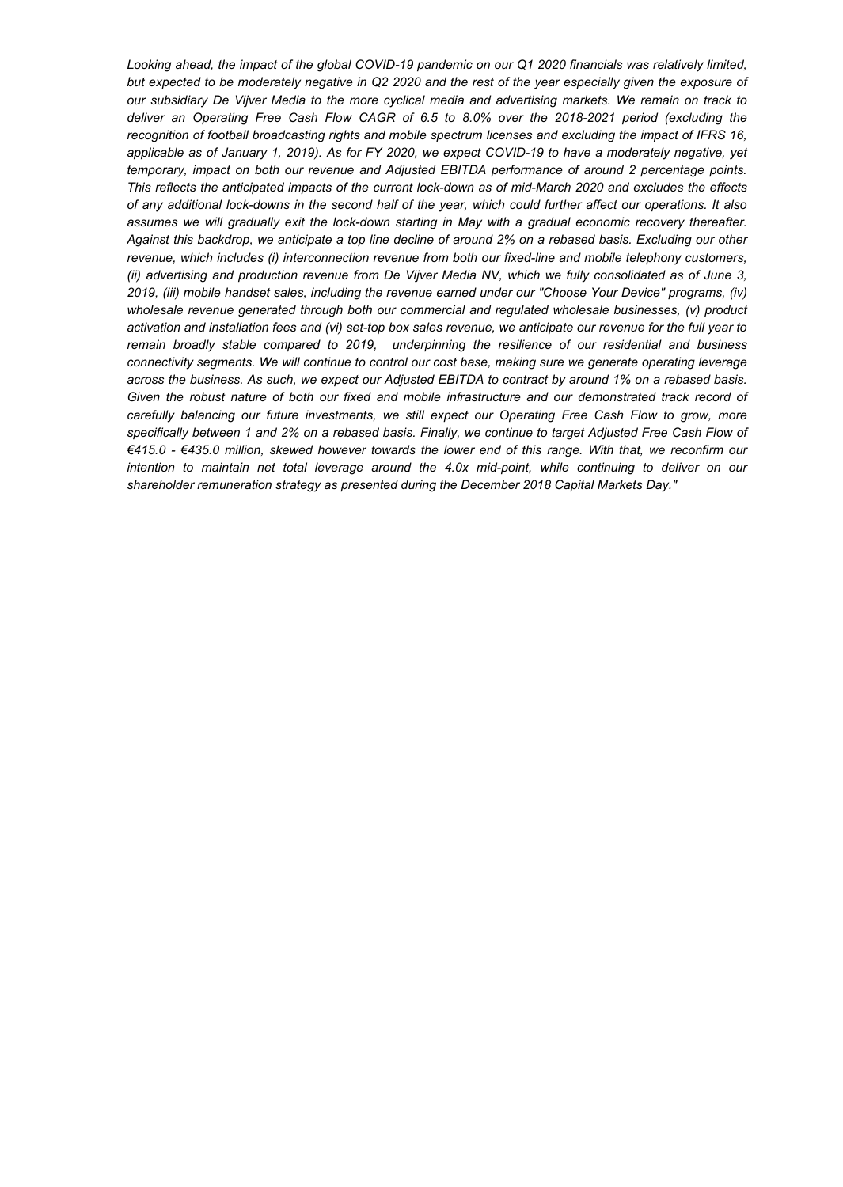*Looking ahead, the impact of the global COVID-19 pandemic on our Q1 2020 financials was relatively limited, but expected to be moderately negative in Q2 2020 and the rest of the year especially given the exposure of our subsidiary De Vijver Media to the more cyclical media and advertising markets. We remain on track to deliver an Operating Free Cash Flow CAGR of 6.5 to 8.0% over the 2018-2021 period (excluding the recognition of football broadcasting rights and mobile spectrum licenses and excluding the impact of IFRS 16, applicable as of January 1, 2019). As for FY 2020, we expect COVID-19 to have a moderately negative, yet temporary, impact on both our revenue and Adjusted EBITDA performance of around 2 percentage points. This reflects the anticipated impacts of the current lock-down as of mid-March 2020 and excludes the effects of any additional lock-downs in the second half of the year, which could further affect our operations. It also assumes we will gradually exit the lock-down starting in May with a gradual economic recovery thereafter. Against this backdrop, we anticipate a top line decline of around 2% on a rebased basis. Excluding our other revenue, which includes (i) interconnection revenue from both our fixed-line and mobile telephony customers, (ii) advertising and production revenue from De Vijver Media NV, which we fully consolidated as of June 3, 2019, (iii) mobile handset sales, including the revenue earned under our "Choose Your Device" programs, (iv) wholesale revenue generated through both our commercial and regulated wholesale businesses, (v) product activation and installation fees and (vi) set-top box sales revenue, we anticipate our revenue for the full year to remain broadly stable compared to 2019, underpinning the resilience of our residential and business connectivity segments. We will continue to control our cost base, making sure we generate operating leverage across the business. As such, we expect our Adjusted EBITDA to contract by around 1% on a rebased basis. Given the robust nature of both our fixed and mobile infrastructure and our demonstrated track record of carefully balancing our future investments, we still expect our Operating Free Cash Flow to grow, more specifically between 1 and 2% on a rebased basis. Finally, we continue to target Adjusted Free Cash Flow of €415.0 - €435.0 million, skewed however towards the lower end of this range. With that, we reconfirm our intention to maintain net total leverage around the 4.0x mid-point, while continuing to deliver on our shareholder remuneration strategy as presented during the December 2018 Capital Markets Day."*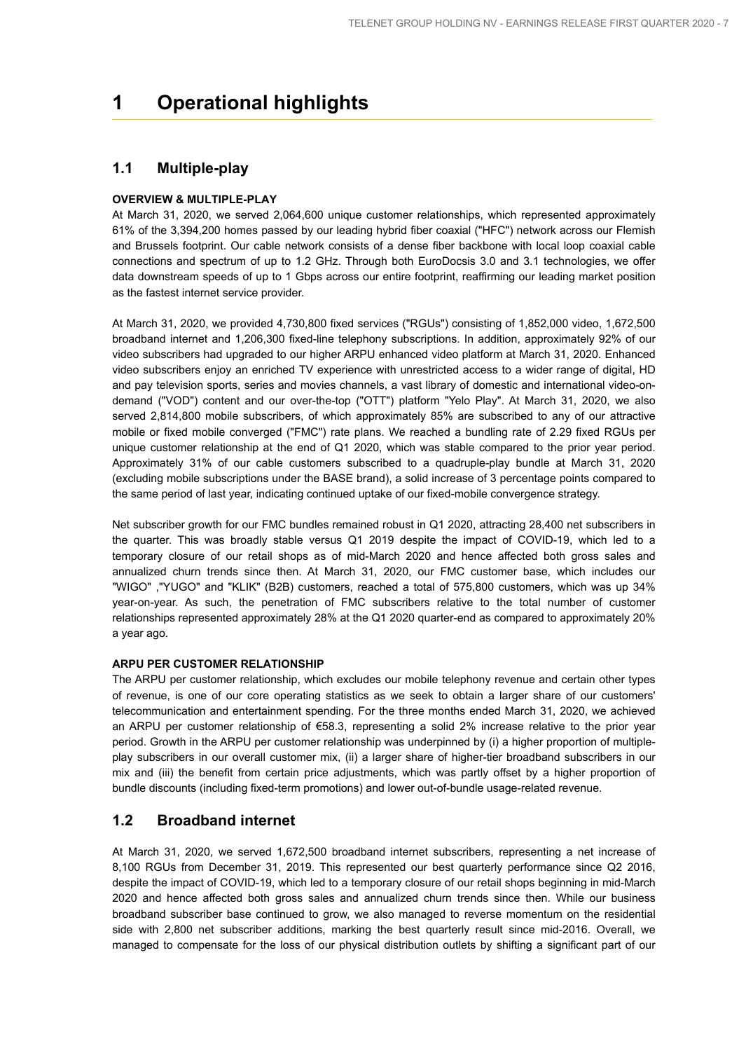# 1 Operational highlights

## 1.1 Multiple-play

**OVERVIEW & MULTIPLE-PLAY**

At March 31, 2020, we served 2,064,600 unique customer relationships, which represented approximately 61% of the 3,394,200 homes passed by our leading hybrid fiber coaxial ("HFC") network across our Flemish and Brussels footprint. Our cable network consists of a dense fiber backbone with local loop coaxial cable connections and spectrum of up to 1.2 GHz. Through both EuroDocsis 3.0 and 3.1 technologies, we offer data downstream speeds of up to 1 Gbps across our entire footprint, reaffirming our leading market position as the fastest internet service provider.

At March 31, 2020, we provided 4,730,800 fixed services ("RGUs") consisting of 1,852,000 video, 1,672,500 broadband internet and 1,206,300 fixed-line telephony subscriptions. In addition, approximately 92% of our video subscribers had upgraded to our higher ARPU enhanced video platform at March 31, 2020. Enhanced video subscribers enjoy an enriched TV experience with unrestricted access to a wider range of digital, HD and pay television sports, series and movies channels, a vast library of domestic and international video-on-demand ("VOD") content and our over-the-top ("OTT") platform "Yelo Play". At March 31, 2020, we also served 2,814,800 mobile subscribers, of which approximately 85% are subscribed to any of our attractive mobile or fixed mobile converged ("FMC") rate plans. We reached a bundling rate of 2.29 fixed RGUs per unique customer relationship at the end of Q1 2020, which was stable compared to the prior year period. Approximately 31% of our cable customers subscribed to a quadruple-play bundle at March 31, 2020 (excluding mobile subscriptions under the BASE brand), a solid increase of 3 percentage points compared to the same period of last year, indicating continued uptake of our fixed-mobile convergence strategy.

Net subscriber growth for our FMC bundles remained robust in Q1 2020, attracting 28,400 net subscribers in the quarter. This was broadly stable versus Q1 2019 despite the impact of COVID-19, which led to a temporary closure of our retail shops as of mid-March 2020 and hence affected both gross sales and annualized churn trends since then. At March 31, 2020, our FMC customer base, which includes our "WIGO" ,"YUGO" and "KLIK" (B2B) customers, reached a total of 575,800 customers, which was up 34% year-on-year. As such, the penetration of FMC subscribers relative to the total number of customer relationships represented approximately 28% at the Q1 2020 quarter-end as compared to approximately 20% a year ago.

**ARPU PER CUSTOMER RELATIONSHIP**

The ARPU per customer relationship, which excludes our mobile telephony revenue and certain other types of revenue, is one of our core operating statistics as we seek to obtain a larger share of our customers' telecommunication and entertainment spending. For the three months ended March 31, 2020, we achieved an ARPU per customer relationship of €58.3, representing a solid 2% increase relative to the prior year period. Growth in the ARPU per customer relationship was underpinned by (i) a higher proportion of multiple-play subscribers in our overall customer mix, (ii) a larger share of higher-tier broadband subscribers in our mix and (iii) the benefit from certain price adjustments, which was partly offset by a higher proportion of bundle discounts (including fixed-term promotions) and lower out-of-bundle usage-related revenue.

## 1.2 Broadband internet

At March 31, 2020, we served 1,672,500 broadband internet subscribers, representing a net increase of 8,100 RGUs from December 31, 2019. This represented our best quarterly performance since Q2 2016, despite the impact of COVID-19, which led to a temporary closure of our retail shops beginning in mid-March 2020 and hence affected both gross sales and annualized churn trends since then. While our business broadband subscriber base continued to grow, we also managed to reverse momentum on the residential side with 2,800 net subscriber additions, marking the best quarterly result since mid-2016. Overall, we managed to compensate for the loss of our physical distribution outlets by shifting a significant part of our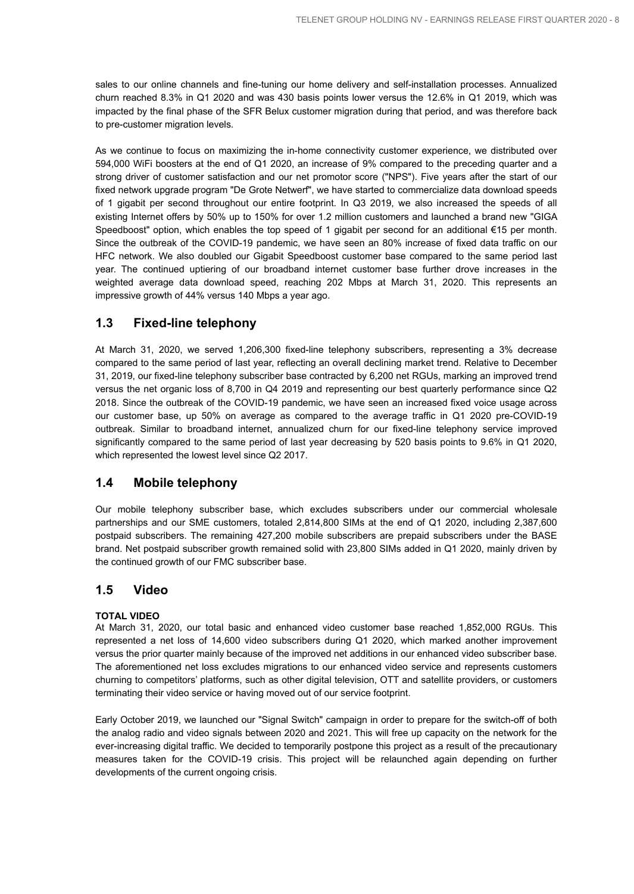sales to our online channels and fine-tuning our home delivery and self-installation processes. Annualized churn reached 8.3% in Q1 2020 and was 430 basis points lower versus the 12.6% in Q1 2019, which was impacted by the final phase of the SFR Belux customer migration during that period, and was therefore back to pre-customer migration levels.

As we continue to focus on maximizing the in-home connectivity customer experience, we distributed over 594,000 WiFi boosters at the end of Q1 2020, an increase of 9% compared to the preceding quarter and a strong driver of customer satisfaction and our net promotor score ("NPS"). Five years after the start of our fixed network upgrade program "De Grote Netwerf", we have started to commercialize data download speeds of 1 gigabit per second throughout our entire footprint. In Q3 2019, we also increased the speeds of all existing Internet offers by 50% up to 150% for over 1.2 million customers and launched a brand new "GIGA Speedboost" option, which enables the top speed of 1 gigabit per second for an additional €15 per month. Since the outbreak of the COVID-19 pandemic, we have seen an 80% increase of fixed data traffic on our HFC network. We also doubled our Gigabit Speedboost customer base compared to the same period last year. The continued uptiering of our broadband internet customer base further drove increases in the weighted average data download speed, reaching 202 Mbps at March 31, 2020. This represents an impressive growth of 44% versus 140 Mbps a year ago.

## 1.3 Fixed-line telephony

At March 31, 2020, we served 1,206,300 fixed-line telephony subscribers, representing a 3% decrease compared to the same period of last year, reflecting an overall declining market trend. Relative to December 31, 2019, our fixed-line telephony subscriber base contracted by 6,200 net RGUs, marking an improved trend versus the net organic loss of 8,700 in Q4 2019 and representing our best quarterly performance since Q2 2018. Since the outbreak of the COVID-19 pandemic, we have seen an increased fixed voice usage across our customer base, up 50% on average as compared to the average traffic in Q1 2020 pre-COVID-19 outbreak. Similar to broadband internet, annualized churn for our fixed-line telephony service improved significantly compared to the same period of last year decreasing by 520 basis points to 9.6% in Q1 2020, which represented the lowest level since Q2 2017.

## 1.4 Mobile telephony

Our mobile telephony subscriber base, which excludes subscribers under our commercial wholesale partnerships and our SME customers, totaled 2,814,800 SIMs at the end of Q1 2020, including 2,387,600 postpaid subscribers. The remaining 427,200 mobile subscribers are prepaid subscribers under the BASE brand. Net postpaid subscriber growth remained solid with 23,800 SIMs added in Q1 2020, mainly driven by the continued growth of our FMC subscriber base.

## 1.5 Video

**TOTAL VIDEO**

At March 31, 2020, our total basic and enhanced video customer base reached 1,852,000 RGUs. This represented a net loss of 14,600 video subscribers during Q1 2020, which marked another improvement versus the prior quarter mainly because of the improved net additions in our enhanced video subscriber base. The aforementioned net loss excludes migrations to our enhanced video service and represents customers churning to competitors' platforms, such as other digital television, OTT and satellite providers, or customers terminating their video service or having moved out of our service footprint.

Early October 2019, we launched our "Signal Switch" campaign in order to prepare for the switch-off of both the analog radio and video signals between 2020 and 2021. This will free up capacity on the network for the ever-increasing digital traffic. We decided to temporarily postpone this project as a result of the precautionary measures taken for the COVID-19 crisis. This project will be relaunched again depending on further developments of the current ongoing crisis.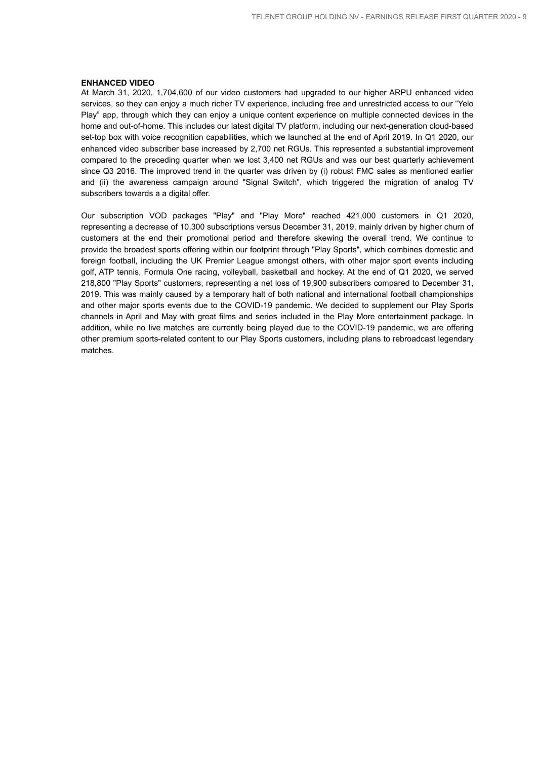#### ENHANCED VIDEO

At March 31, 2020, 1,704,600 of our video customers had upgraded to our higher ARPU enhanced video services, so they can enjoy a much richer TV experience, including free and unrestricted access to our "Yelo Play" app, through which they can enjoy a unique content experience on multiple connected devices in the home and out-of-home. This includes our latest digital TV platform, including our next-generation cloud-based set-top box with voice recognition capabilities, which we launched at the end of April 2019. In Q1 2020, our enhanced video subscriber base increased by 2,700 net RGUs. This represented a substantial improvement compared to the preceding quarter when we lost 3,400 net RGUs and was our best quarterly achievement since Q3 2016. The improved trend in the quarter was driven by (i) robust FMC sales as mentioned earlier and (ii) the awareness campaign around "Signal Switch", which triggered the migration of analog TV subscribers towards a a digital offer.

Our subscription VOD packages "Play" and "Play More" reached 421,000 customers in Q1 2020, representing a decrease of 10,300 subscriptions versus December 31, 2019, mainly driven by higher churn of customers at the end their promotional period and therefore skewing the overall trend. We continue to provide the broadest sports offering within our footprint through "Play Sports", which combines domestic and foreign football, including the UK Premier League amongst others, with other major sport events including golf, ATP tennis, Formula One racing, volleyball, basketball and hockey. At the end of Q1 2020, we served 218,800 "Play Sports" customers, representing a net loss of 19,900 subscribers compared to December 31, 2019. This was mainly caused by a temporary halt of both national and international football championships and other major sports events due to the COVID-19 pandemic. We decided to supplement our Play Sports channels in April and May with great films and series included in the Play More entertainment package. In addition, while no live matches are currently being played due to the COVID-19 pandemic, we are offering other premium sports-related content to our Play Sports customers, including plans to rebroadcast legendary matches.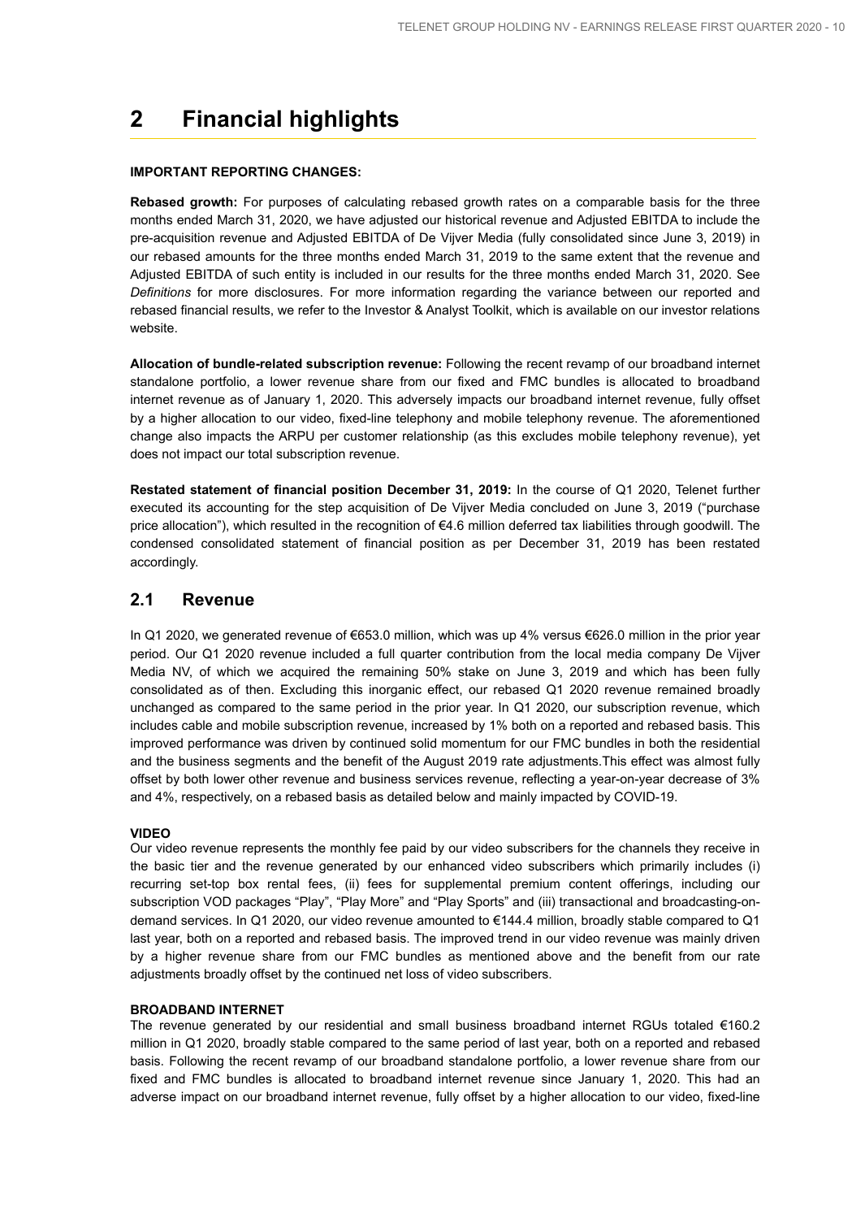# 2 Financial highlights

**IMPORTANT REPORTING CHANGES:**

**Rebased growth:** For purposes of calculating rebased growth rates on a comparable basis for the three months ended March 31, 2020, we have adjusted our historical revenue and Adjusted EBITDA to include the pre-acquisition revenue and Adjusted EBITDA of De Vijver Media (fully consolidated since June 3, 2019) in our rebased amounts for the three months ended March 31, 2019 to the same extent that the revenue and Adjusted EBITDA of such entity is included in our results for the three months ended March 31, 2020. See *Definitions* for more disclosures. For more information regarding the variance between our reported and rebased financial results, we refer to the Investor & Analyst Toolkit, which is available on our investor relations website.

**Allocation of bundle-related subscription revenue:** Following the recent revamp of our broadband internet standalone portfolio, a lower revenue share from our fixed and FMC bundles is allocated to broadband internet revenue as of January 1, 2020. This adversely impacts our broadband internet revenue, fully offset by a higher allocation to our video, fixed-line telephony and mobile telephony revenue. The aforementioned change also impacts the ARPU per customer relationship (as this excludes mobile telephony revenue), yet does not impact our total subscription revenue.

**Restated statement of financial position December 31, 2019:** In the course of Q1 2020, Telenet further executed its accounting for the step acquisition of De Vijver Media concluded on June 3, 2019 ("purchase price allocation"), which resulted in the recognition of €4.6 million deferred tax liabilities through goodwill. The condensed consolidated statement of financial position as per December 31, 2019 has been restated accordingly.

## 2.1 Revenue

In Q1 2020, we generated revenue of €653.0 million, which was up 4% versus €626.0 million in the prior year period. Our Q1 2020 revenue included a full quarter contribution from the local media company De Vijver Media NV, of which we acquired the remaining 50% stake on June 3, 2019 and which has been fully consolidated as of then. Excluding this inorganic effect, our rebased Q1 2020 revenue remained broadly unchanged as compared to the same period in the prior year. In Q1 2020, our subscription revenue, which includes cable and mobile subscription revenue, increased by 1% both on a reported and rebased basis. This improved performance was driven by continued solid momentum for our FMC bundles in both the residential and the business segments and the benefit of the August 2019 rate adjustments.This effect was almost fully offset by both lower other revenue and business services revenue, reflecting a year-on-year decrease of 3% and 4%, respectively, on a rebased basis as detailed below and mainly impacted by COVID-19.

**VIDEO**

Our video revenue represents the monthly fee paid by our video subscribers for the channels they receive in the basic tier and the revenue generated by our enhanced video subscribers which primarily includes (i) recurring set-top box rental fees, (ii) fees for supplemental premium content offerings, including our subscription VOD packages "Play", "Play More" and "Play Sports" and (iii) transactional and broadcasting-on-demand services. In Q1 2020, our video revenue amounted to €144.4 million, broadly stable compared to Q1 last year, both on a reported and rebased basis. The improved trend in our video revenue was mainly driven by a higher revenue share from our FMC bundles as mentioned above and the benefit from our rate adjustments broadly offset by the continued net loss of video subscribers.

**BROADBAND INTERNET**

The revenue generated by our residential and small business broadband internet RGUs totaled €160.2 million in Q1 2020, broadly stable compared to the same period of last year, both on a reported and rebased basis. Following the recent revamp of our broadband standalone portfolio, a lower revenue share from our fixed and FMC bundles is allocated to broadband internet revenue since January 1, 2020. This had an adverse impact on our broadband internet revenue, fully offset by a higher allocation to our video, fixed-line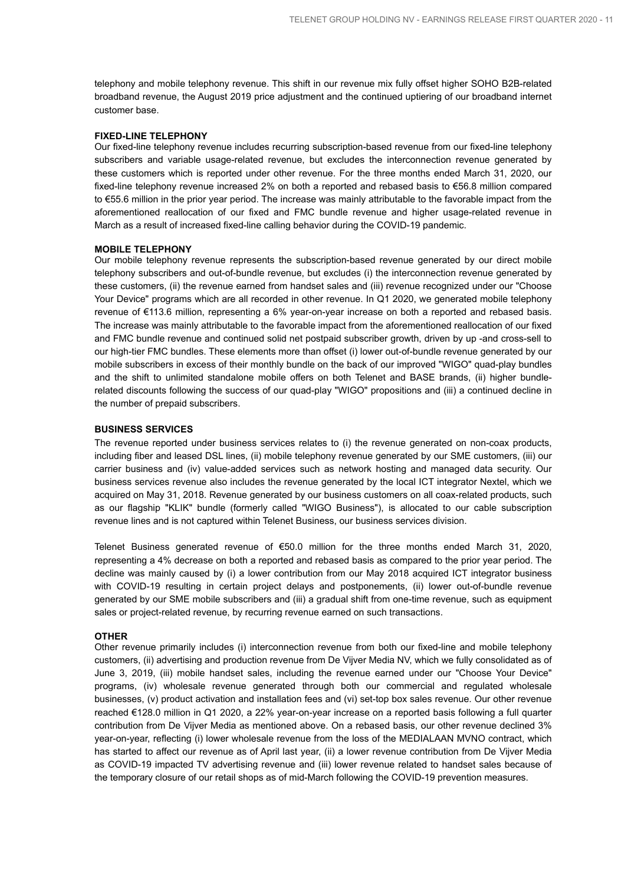telephony and mobile telephony revenue. This shift in our revenue mix fully offset higher SOHO B2B-related broadband revenue, the August 2019 price adjustment and the continued uptiering of our broadband internet customer base.

### FIXED-LINE TELEPHONY

Our fixed-line telephony revenue includes recurring subscription-based revenue from our fixed-line telephony subscribers and variable usage-related revenue, but excludes the interconnection revenue generated by these customers which is reported under other revenue. For the three months ended March 31, 2020, our fixed-line telephony revenue increased 2% on both a reported and rebased basis to €56.8 million compared to €55.6 million in the prior year period. The increase was mainly attributable to the favorable impact from the aforementioned reallocation of our fixed and FMC bundle revenue and higher usage-related revenue in March as a result of increased fixed-line calling behavior during the COVID-19 pandemic.

### MOBILE TELEPHONY

Our mobile telephony revenue represents the subscription-based revenue generated by our direct mobile telephony subscribers and out-of-bundle revenue, but excludes (i) the interconnection revenue generated by these customers, (ii) the revenue earned from handset sales and (iii) revenue recognized under our "Choose Your Device" programs which are all recorded in other revenue. In Q1 2020, we generated mobile telephony revenue of €113.6 million, representing a 6% year-on-year increase on both a reported and rebased basis. The increase was mainly attributable to the favorable impact from the aforementioned reallocation of our fixed and FMC bundle revenue and continued solid net postpaid subscriber growth, driven by up -and cross-sell to our high-tier FMC bundles. These elements more than offset (i) lower out-of-bundle revenue generated by our mobile subscribers in excess of their monthly bundle on the back of our improved "WIGO" quad-play bundles and the shift to unlimited standalone mobile offers on both Telenet and BASE brands, (ii) higher bundle-related discounts following the success of our quad-play "WIGO" propositions and (iii) a continued decline in the number of prepaid subscribers.

### BUSINESS SERVICES

The revenue reported under business services relates to (i) the revenue generated on non-coax products, including fiber and leased DSL lines, (ii) mobile telephony revenue generated by our SME customers, (iii) our carrier business and (iv) value-added services such as network hosting and managed data security. Our business services revenue also includes the revenue generated by the local ICT integrator Nextel, which we acquired on May 31, 2018. Revenue generated by our business customers on all coax-related products, such as our flagship "KLIK" bundle (formerly called "WIGO Business"), is allocated to our cable subscription revenue lines and is not captured within Telenet Business, our business services division.

Telenet Business generated revenue of €50.0 million for the three months ended March 31, 2020, representing a 4% decrease on both a reported and rebased basis as compared to the prior year period. The decline was mainly caused by (i) a lower contribution from our May 2018 acquired ICT integrator business with COVID-19 resulting in certain project delays and postponements, (ii) lower out-of-bundle revenue generated by our SME mobile subscribers and (iii) a gradual shift from one-time revenue, such as equipment sales or project-related revenue, by recurring revenue earned on such transactions.

### OTHER

Other revenue primarily includes (i) interconnection revenue from both our fixed-line and mobile telephony customers, (ii) advertising and production revenue from De Vijver Media NV, which we fully consolidated as of June 3, 2019, (iii) mobile handset sales, including the revenue earned under our "Choose Your Device" programs, (iv) wholesale revenue generated through both our commercial and regulated wholesale businesses, (v) product activation and installation fees and (vi) set-top box sales revenue. Our other revenue reached €128.0 million in Q1 2020, a 22% year-on-year increase on a reported basis following a full quarter contribution from De Vijver Media as mentioned above. On a rebased basis, our other revenue declined 3% year-on-year, reflecting (i) lower wholesale revenue from the loss of the MEDIALAAN MVNO contract, which has started to affect our revenue as of April last year, (ii) a lower revenue contribution from De Vijver Media as COVID-19 impacted TV advertising revenue and (iii) lower revenue related to handset sales because of the temporary closure of our retail shops as of mid-March following the COVID-19 prevention measures.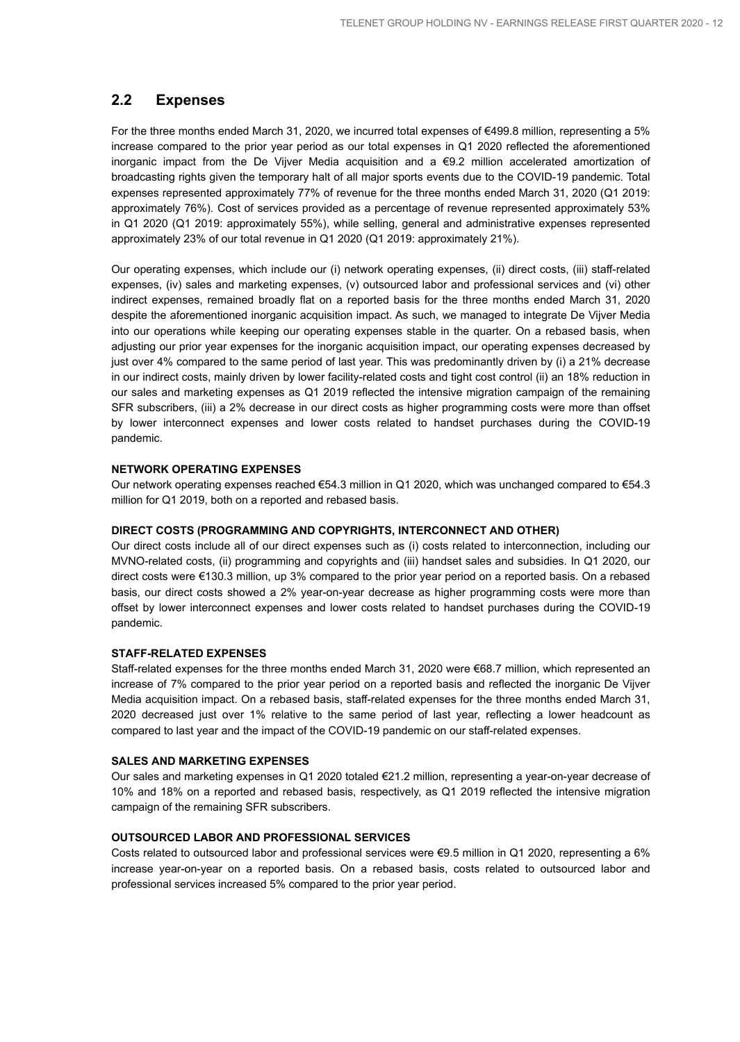## 2.2 Expenses

For the three months ended March 31, 2020, we incurred total expenses of €499.8 million, representing a 5% increase compared to the prior year period as our total expenses in Q1 2020 reflected the aforementioned inorganic impact from the De Vijver Media acquisition and a €9.2 million accelerated amortization of broadcasting rights given the temporary halt of all major sports events due to the COVID-19 pandemic. Total expenses represented approximately 77% of revenue for the three months ended March 31, 2020 (Q1 2019: approximately 76%). Cost of services provided as a percentage of revenue represented approximately 53% in Q1 2020 (Q1 2019: approximately 55%), while selling, general and administrative expenses represented approximately 23% of our total revenue in Q1 2020 (Q1 2019: approximately 21%).

Our operating expenses, which include our (i) network operating expenses, (ii) direct costs, (iii) staff-related expenses, (iv) sales and marketing expenses, (v) outsourced labor and professional services and (vi) other indirect expenses, remained broadly flat on a reported basis for the three months ended March 31, 2020 despite the aforementioned inorganic acquisition impact. As such, we managed to integrate De Vijver Media into our operations while keeping our operating expenses stable in the quarter. On a rebased basis, when adjusting our prior year expenses for the inorganic acquisition impact, our operating expenses decreased by just over 4% compared to the same period of last year. This was predominantly driven by (i) a 21% decrease in our indirect costs, mainly driven by lower facility-related costs and tight cost control (ii) an 18% reduction in our sales and marketing expenses as Q1 2019 reflected the intensive migration campaign of the remaining SFR subscribers, (iii) a 2% decrease in our direct costs as higher programming costs were more than offset by lower interconnect expenses and lower costs related to handset purchases during the COVID-19 pandemic.

**NETWORK OPERATING EXPENSES**

Our network operating expenses reached €54.3 million in Q1 2020, which was unchanged compared to €54.3 million for Q1 2019, both on a reported and rebased basis.

**DIRECT COSTS (PROGRAMMING AND COPYRIGHTS, INTERCONNECT AND OTHER)**

Our direct costs include all of our direct expenses such as (i) costs related to interconnection, including our MVNO-related costs, (ii) programming and copyrights and (iii) handset sales and subsidies. In Q1 2020, our direct costs were €130.3 million, up 3% compared to the prior year period on a reported basis. On a rebased basis, our direct costs showed a 2% year-on-year decrease as higher programming costs were more than offset by lower interconnect expenses and lower costs related to handset purchases during the COVID-19 pandemic.

**STAFF-RELATED EXPENSES**

Staff-related expenses for the three months ended March 31, 2020 were €68.7 million, which represented an increase of 7% compared to the prior year period on a reported basis and reflected the inorganic De Vijver Media acquisition impact. On a rebased basis, staff-related expenses for the three months ended March 31, 2020 decreased just over 1% relative to the same period of last year, reflecting a lower headcount as compared to last year and the impact of the COVID-19 pandemic on our staff-related expenses.

**SALES AND MARKETING EXPENSES**

Our sales and marketing expenses in Q1 2020 totaled €21.2 million, representing a year-on-year decrease of 10% and 18% on a reported and rebased basis, respectively, as Q1 2019 reflected the intensive migration campaign of the remaining SFR subscribers.

**OUTSOURCED LABOR AND PROFESSIONAL SERVICES**

Costs related to outsourced labor and professional services were €9.5 million in Q1 2020, representing a 6% increase year-on-year on a reported basis. On a rebased basis, costs related to outsourced labor and professional services increased 5% compared to the prior year period.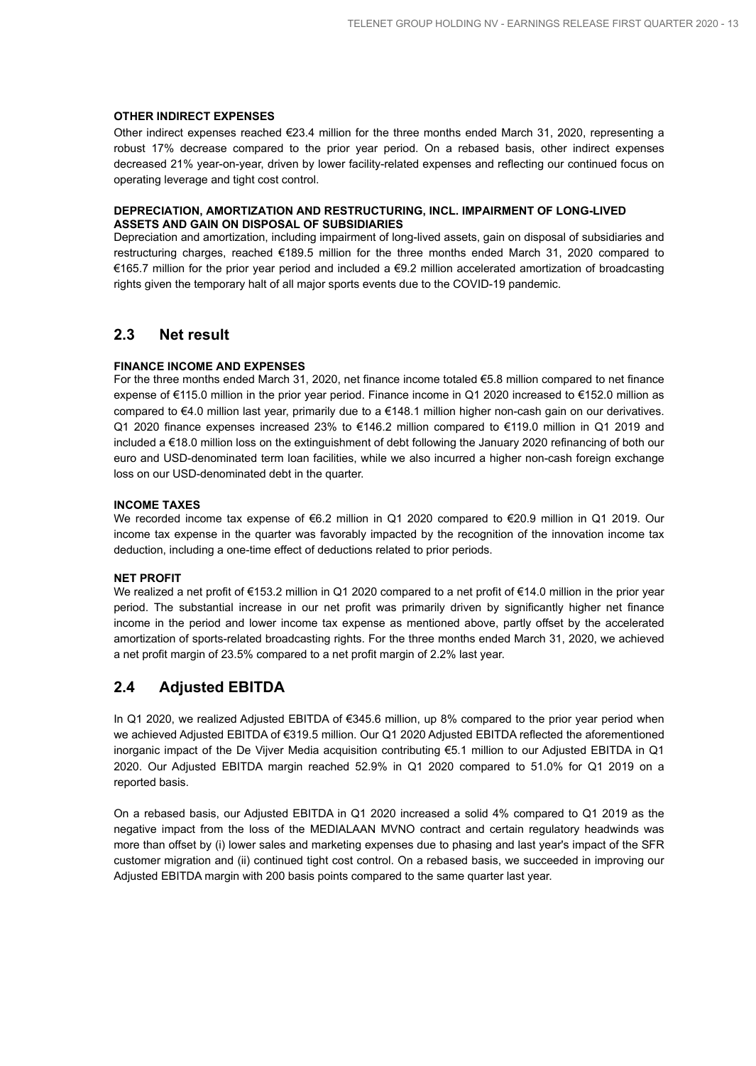#### OTHER INDIRECT EXPENSES

Other indirect expenses reached €23.4 million for the three months ended March 31, 2020, representing a robust 17% decrease compared to the prior year period. On a rebased basis, other indirect expenses decreased 21% year-on-year, driven by lower facility-related expenses and reflecting our continued focus on operating leverage and tight cost control.

#### DEPRECIATION, AMORTIZATION AND RESTRUCTURING, INCL. IMPAIRMENT OF LONG-LIVED ASSETS AND GAIN ON DISPOSAL OF SUBSIDIARIES

Depreciation and amortization, including impairment of long-lived assets, gain on disposal of subsidiaries and restructuring charges, reached €189.5 million for the three months ended March 31, 2020 compared to €165.7 million for the prior year period and included a €9.2 million accelerated amortization of broadcasting rights given the temporary halt of all major sports events due to the COVID-19 pandemic.

## 2.3 Net result

#### FINANCE INCOME AND EXPENSES

For the three months ended March 31, 2020, net finance income totaled €5.8 million compared to net finance expense of €115.0 million in the prior year period. Finance income in Q1 2020 increased to €152.0 million as compared to €4.0 million last year, primarily due to a €148.1 million higher non-cash gain on our derivatives. Q1 2020 finance expenses increased 23% to €146.2 million compared to €119.0 million in Q1 2019 and included a €18.0 million loss on the extinguishment of debt following the January 2020 refinancing of both our euro and USD-denominated term loan facilities, while we also incurred a higher non-cash foreign exchange loss on our USD-denominated debt in the quarter.

#### INCOME TAXES

We recorded income tax expense of €6.2 million in Q1 2020 compared to €20.9 million in Q1 2019. Our income tax expense in the quarter was favorably impacted by the recognition of the innovation income tax deduction, including a one-time effect of deductions related to prior periods.

#### NET PROFIT

We realized a net profit of €153.2 million in Q1 2020 compared to a net profit of €14.0 million in the prior year period. The substantial increase in our net profit was primarily driven by significantly higher net finance income in the period and lower income tax expense as mentioned above, partly offset by the accelerated amortization of sports-related broadcasting rights. For the three months ended March 31, 2020, we achieved a net profit margin of 23.5% compared to a net profit margin of 2.2% last year.

## 2.4 Adjusted EBITDA

In Q1 2020, we realized Adjusted EBITDA of €345.6 million, up 8% compared to the prior year period when we achieved Adjusted EBITDA of €319.5 million. Our Q1 2020 Adjusted EBITDA reflected the aforementioned inorganic impact of the De Vijver Media acquisition contributing €5.1 million to our Adjusted EBITDA in Q1 2020. Our Adjusted EBITDA margin reached 52.9% in Q1 2020 compared to 51.0% for Q1 2019 on a reported basis.

On a rebased basis, our Adjusted EBITDA in Q1 2020 increased a solid 4% compared to Q1 2019 as the negative impact from the loss of the MEDIALAAN MVNO contract and certain regulatory headwinds was more than offset by (i) lower sales and marketing expenses due to phasing and last year's impact of the SFR customer migration and (ii) continued tight cost control. On a rebased basis, we succeeded in improving our Adjusted EBITDA margin with 200 basis points compared to the same quarter last year.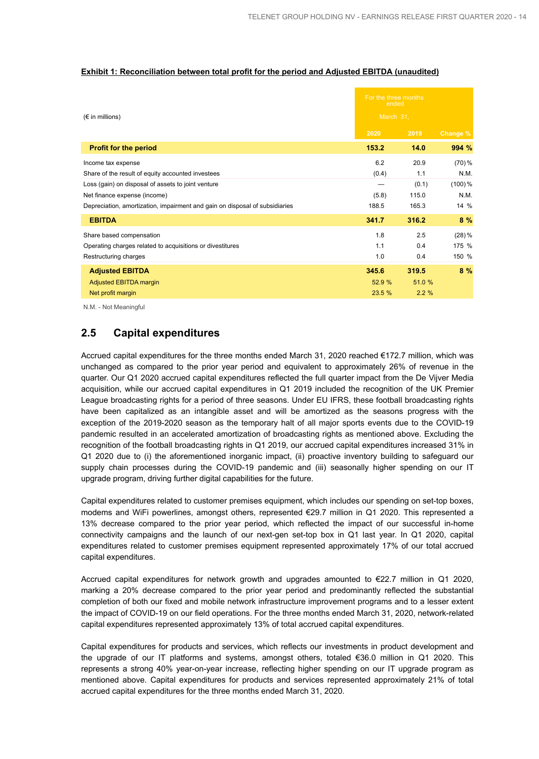**Exhibit 1: Reconciliation between total profit for the period and Adjusted EBITDA (unaudited)**

| (€ in millions) | For the three months ended March 31, | | |
|---|---|---|---|
| | **2020** | **2019** | **Change %** |
| **Profit for the period** | **153.2** | **14.0** | **994 %** |
| Income tax expense | 6.2 | 20.9 | (70) % |
| Share of the result of equity accounted investees | (0.4) | 1.1 | N.M. |
| Loss (gain) on disposal of assets to joint venture | — | (0.1) | (100) % |
| Net finance expense (income) | (5.8) | 115.0 | N.M. |
| Depreciation, amortization, impairment and gain on disposal of subsidiaries | 188.5 | 165.3 | 14 % |
| **EBITDA** | **341.7** | **316.2** | **8 %** |
| Share based compensation | 1.8 | 2.5 | (28) % |
| Operating charges related to acquisitions or divestitures | 1.1 | 0.4 | 175 % |
| Restructuring charges | 1.0 | 0.4 | 150 % |
| **Adjusted EBITDA** | **345.6** | **319.5** | **8 %** |
| Adjusted EBITDA margin | 52.9 % | 51.0 % | |
| Net profit margin | 23.5 % | 2.2 % | |

N.M. - Not Meaningful

## 2.5 Capital expenditures

Accrued capital expenditures for the three months ended March 31, 2020 reached €172.7 million, which was unchanged as compared to the prior year period and equivalent to approximately 26% of revenue in the quarter. Our Q1 2020 accrued capital expenditures reflected the full quarter impact from the De Vijver Media acquisition, while our accrued capital expenditures in Q1 2019 included the recognition of the UK Premier League broadcasting rights for a period of three seasons. Under EU IFRS, these football broadcasting rights have been capitalized as an intangible asset and will be amortized as the seasons progress with the exception of the 2019-2020 season as the temporary halt of all major sports events due to the COVID-19 pandemic resulted in an accelerated amortization of broadcasting rights as mentioned above. Excluding the recognition of the football broadcasting rights in Q1 2019, our accrued capital expenditures increased 31% in Q1 2020 due to (i) the aforementioned inorganic impact, (ii) proactive inventory building to safeguard our supply chain processes during the COVID-19 pandemic and (iii) seasonally higher spending on our IT upgrade program, driving further digital capabilities for the future.

Capital expenditures related to customer premises equipment, which includes our spending on set-top boxes, modems and WiFi powerlines, amongst others, represented €29.7 million in Q1 2020. This represented a 13% decrease compared to the prior year period, which reflected the impact of our successful in-home connectivity campaigns and the launch of our next-gen set-top box in Q1 last year. In Q1 2020, capital expenditures related to customer premises equipment represented approximately 17% of our total accrued capital expenditures.

Accrued capital expenditures for network growth and upgrades amounted to €22.7 million in Q1 2020, marking a 20% decrease compared to the prior year period and predominantly reflected the substantial completion of both our fixed and mobile network infrastructure improvement programs and to a lesser extent the impact of COVID-19 on our field operations. For the three months ended March 31, 2020, network-related capital expenditures represented approximately 13% of total accrued capital expenditures.

Capital expenditures for products and services, which reflects our investments in product development and the upgrade of our IT platforms and systems, amongst others, totaled €36.0 million in Q1 2020. This represents a strong 40% year-on-year increase, reflecting higher spending on our IT upgrade program as mentioned above. Capital expenditures for products and services represented approximately 21% of total accrued capital expenditures for the three months ended March 31, 2020.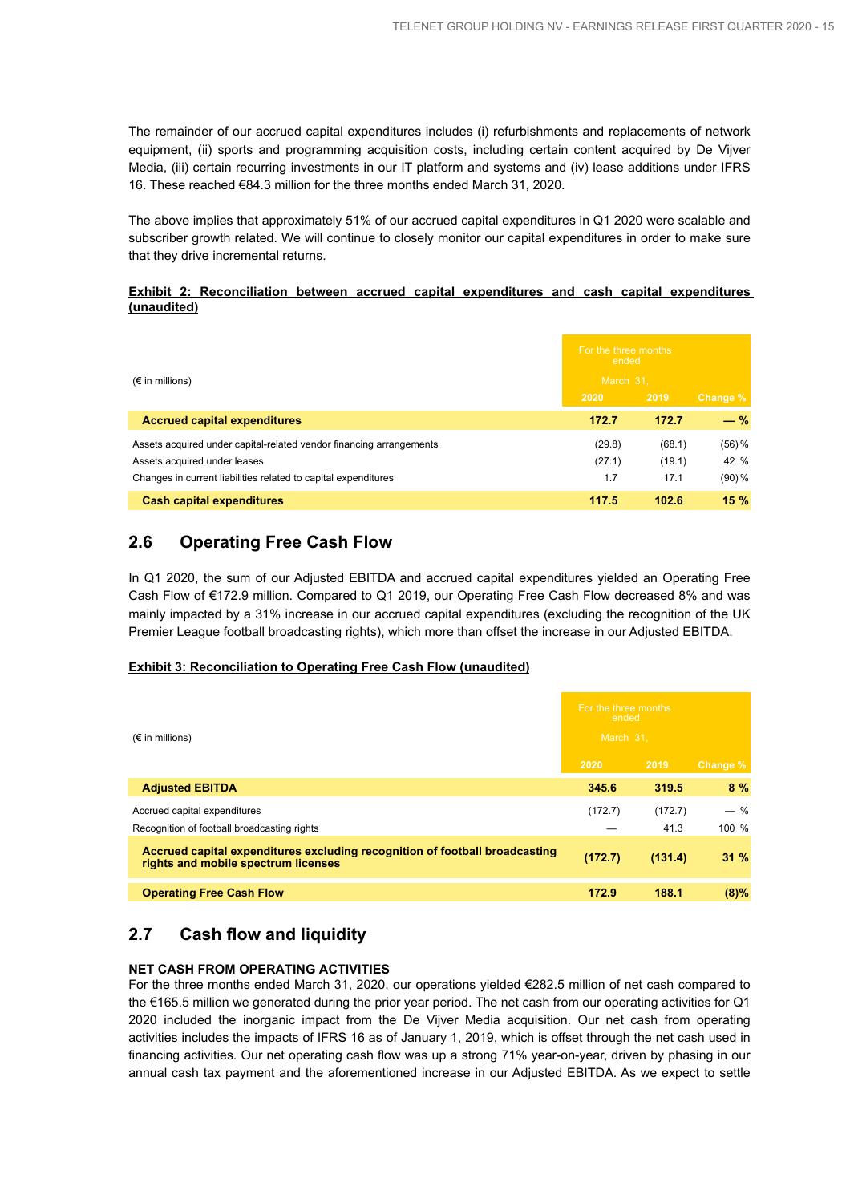The remainder of our accrued capital expenditures includes (i) refurbishments and replacements of network equipment, (ii) sports and programming acquisition costs, including certain content acquired by De Vijver Media, (iii) certain recurring investments in our IT platform and systems and (iv) lease additions under IFRS 16. These reached €84.3 million for the three months ended March 31, 2020.

The above implies that approximately 51% of our accrued capital expenditures in Q1 2020 were scalable and subscriber growth related. We will continue to closely monitor our capital expenditures in order to make sure that they drive incremental returns.

**Exhibit 2: Reconciliation between accrued capital expenditures and cash capital expenditures (unaudited)**

| (€ in millions) | For the three months ended March 31, | | |
|---|---|---|---|
| | 2020 | 2019 | Change % |
| **Accrued capital expenditures** | **172.7** | **172.7** | **— %** |
| Assets acquired under capital-related vendor financing arrangements | (29.8) | (68.1) | (56) % |
| Assets acquired under leases | (27.1) | (19.1) | 42 % |
| Changes in current liabilities related to capital expenditures | 1.7 | 17.1 | (90) % |
| **Cash capital expenditures** | **117.5** | **102.6** | **15 %** |

## 2.6 Operating Free Cash Flow

In Q1 2020, the sum of our Adjusted EBITDA and accrued capital expenditures yielded an Operating Free Cash Flow of €172.9 million. Compared to Q1 2019, our Operating Free Cash Flow decreased 8% and was mainly impacted by a 31% increase in our accrued capital expenditures (excluding the recognition of the UK Premier League football broadcasting rights), which more than offset the increase in our Adjusted EBITDA.

**Exhibit 3: Reconciliation to Operating Free Cash Flow (unaudited)**

| (€ in millions) | For the three months ended March 31, | | |
|---|---|---|---|
| | 2020 | 2019 | Change % |
| **Adjusted EBITDA** | **345.6** | **319.5** | **8 %** |
| Accrued capital expenditures | (172.7) | (172.7) | — % |
| Recognition of football broadcasting rights | — | 41.3 | 100 % |
| **Accrued capital expenditures excluding recognition of football broadcasting rights and mobile spectrum licenses** | **(172.7)** | **(131.4)** | **31 %** |
| **Operating Free Cash Flow** | **172.9** | **188.1** | **(8)%** |

## 2.7 Cash flow and liquidity

**NET CASH FROM OPERATING ACTIVITIES**

For the three months ended March 31, 2020, our operations yielded €282.5 million of net cash compared to the €165.5 million we generated during the prior year period. The net cash from our operating activities for Q1 2020 included the inorganic impact from the De Vijver Media acquisition. Our net cash from operating activities includes the impacts of IFRS 16 as of January 1, 2019, which is offset through the net cash used in financing activities. Our net operating cash flow was up a strong 71% year-on-year, driven by phasing in our annual cash tax payment and the aforementioned increase in our Adjusted EBITDA. As we expect to settle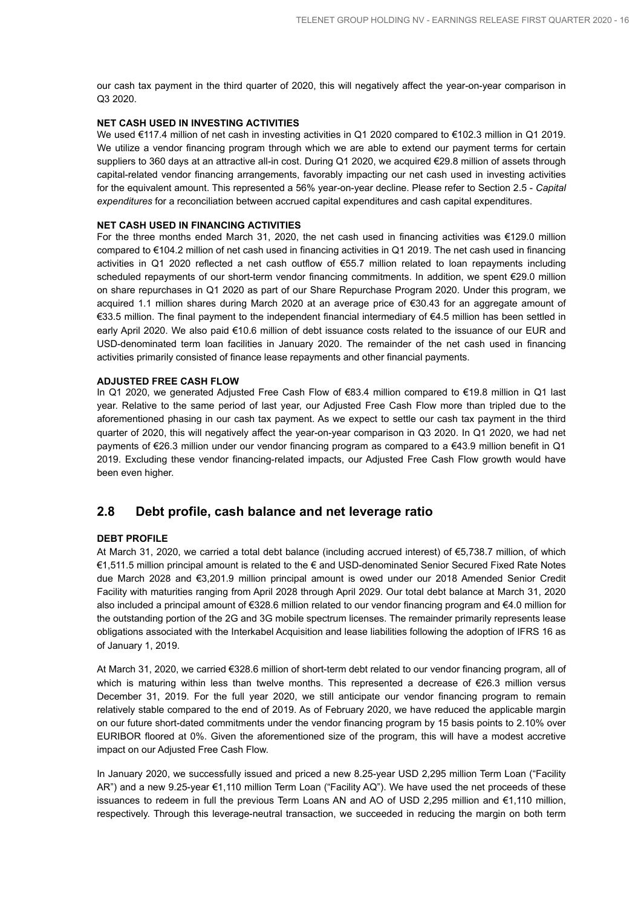our cash tax payment in the third quarter of 2020, this will negatively affect the year-on-year comparison in Q3 2020.

**NET CASH USED IN INVESTING ACTIVITIES**

We used €117.4 million of net cash in investing activities in Q1 2020 compared to €102.3 million in Q1 2019. We utilize a vendor financing program through which we are able to extend our payment terms for certain suppliers to 360 days at an attractive all-in cost. During Q1 2020, we acquired €29.8 million of assets through capital-related vendor financing arrangements, favorably impacting our net cash used in investing activities for the equivalent amount. This represented a 56% year-on-year decline. Please refer to Section 2.5 - *Capital expenditures* for a reconciliation between accrued capital expenditures and cash capital expenditures.

**NET CASH USED IN FINANCING ACTIVITIES**

For the three months ended March 31, 2020, the net cash used in financing activities was €129.0 million compared to €104.2 million of net cash used in financing activities in Q1 2019. The net cash used in financing activities in Q1 2020 reflected a net cash outflow of €55.7 million related to loan repayments including scheduled repayments of our short-term vendor financing commitments. In addition, we spent €29.0 million on share repurchases in Q1 2020 as part of our Share Repurchase Program 2020. Under this program, we acquired 1.1 million shares during March 2020 at an average price of €30.43 for an aggregate amount of €33.5 million. The final payment to the independent financial intermediary of €4.5 million has been settled in early April 2020. We also paid €10.6 million of debt issuance costs related to the issuance of our EUR and USD-denominated term loan facilities in January 2020. The remainder of the net cash used in financing activities primarily consisted of finance lease repayments and other financial payments.

**ADJUSTED FREE CASH FLOW**

In Q1 2020, we generated Adjusted Free Cash Flow of €83.4 million compared to €19.8 million in Q1 last year. Relative to the same period of last year, our Adjusted Free Cash Flow more than tripled due to the aforementioned phasing in our cash tax payment. As we expect to settle our cash tax payment in the third quarter of 2020, this will negatively affect the year-on-year comparison in Q3 2020. In Q1 2020, we had net payments of €26.3 million under our vendor financing program as compared to a €43.9 million benefit in Q1 2019. Excluding these vendor financing-related impacts, our Adjusted Free Cash Flow growth would have been even higher.

## 2.8 Debt profile, cash balance and net leverage ratio

**DEBT PROFILE**

At March 31, 2020, we carried a total debt balance (including accrued interest) of €5,738.7 million, of which €1,511.5 million principal amount is related to the € and USD-denominated Senior Secured Fixed Rate Notes due March 2028 and €3,201.9 million principal amount is owed under our 2018 Amended Senior Credit Facility with maturities ranging from April 2028 through April 2029. Our total debt balance at March 31, 2020 also included a principal amount of €328.6 million related to our vendor financing program and €4.0 million for the outstanding portion of the 2G and 3G mobile spectrum licenses. The remainder primarily represents lease obligations associated with the Interkabel Acquisition and lease liabilities following the adoption of IFRS 16 as of January 1, 2019.

At March 31, 2020, we carried €328.6 million of short-term debt related to our vendor financing program, all of which is maturing within less than twelve months. This represented a decrease of €26.3 million versus December 31, 2019. For the full year 2020, we still anticipate our vendor financing program to remain relatively stable compared to the end of 2019. As of February 2020, we have reduced the applicable margin on our future short-dated commitments under the vendor financing program by 15 basis points to 2.10% over EURIBOR floored at 0%. Given the aforementioned size of the program, this will have a modest accretive impact on our Adjusted Free Cash Flow.

In January 2020, we successfully issued and priced a new 8.25-year USD 2,295 million Term Loan ("Facility AR") and a new 9.25-year €1,110 million Term Loan ("Facility AQ"). We have used the net proceeds of these issuances to redeem in full the previous Term Loans AN and AO of USD 2,295 million and €1,110 million, respectively. Through this leverage-neutral transaction, we succeeded in reducing the margin on both term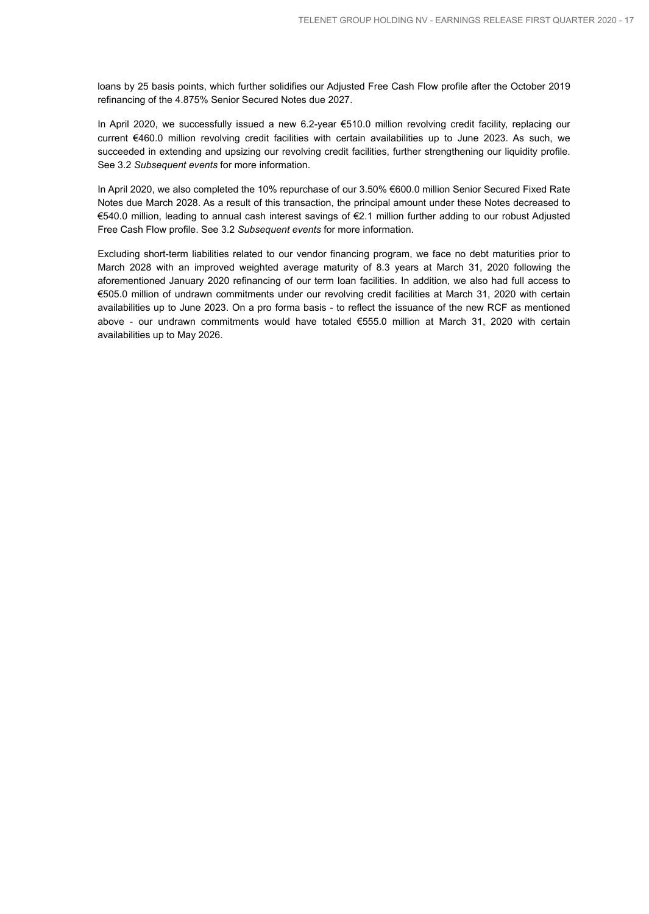loans by 25 basis points, which further solidifies our Adjusted Free Cash Flow profile after the October 2019 refinancing of the 4.875% Senior Secured Notes due 2027.

In April 2020, we successfully issued a new 6.2-year €510.0 million revolving credit facility, replacing our current €460.0 million revolving credit facilities with certain availabilities up to June 2023. As such, we succeeded in extending and upsizing our revolving credit facilities, further strengthening our liquidity profile. See 3.2 *Subsequent events* for more information.

In April 2020, we also completed the 10% repurchase of our 3.50% €600.0 million Senior Secured Fixed Rate Notes due March 2028. As a result of this transaction, the principal amount under these Notes decreased to €540.0 million, leading to annual cash interest savings of €2.1 million further adding to our robust Adjusted Free Cash Flow profile. See 3.2 *Subsequent events* for more information.

Excluding short-term liabilities related to our vendor financing program, we face no debt maturities prior to March 2028 with an improved weighted average maturity of 8.3 years at March 31, 2020 following the aforementioned January 2020 refinancing of our term loan facilities. In addition, we also had full access to €505.0 million of undrawn commitments under our revolving credit facilities at March 31, 2020 with certain availabilities up to June 2023. On a pro forma basis - to reflect the issuance of the new RCF as mentioned above - our undrawn commitments would have totaled €555.0 million at March 31, 2020 with certain availabilities up to May 2026.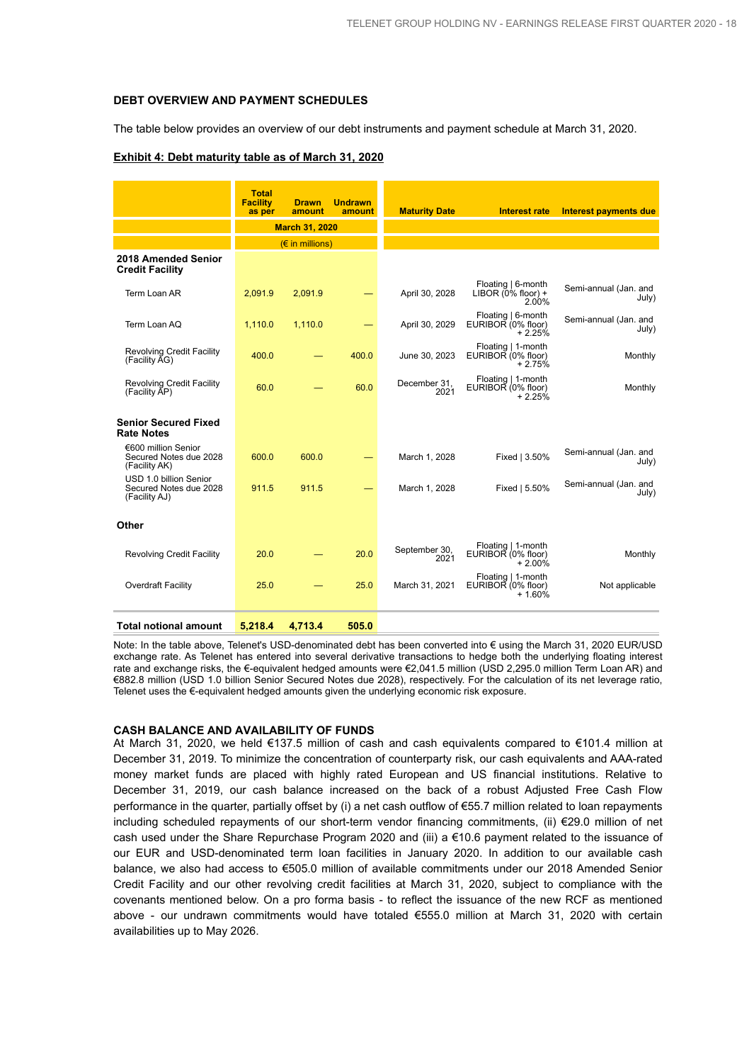## DEBT OVERVIEW AND PAYMENT SCHEDULES

The table below provides an overview of our debt instruments and payment schedule at March 31, 2020.

**Exhibit 4: Debt maturity table as of March 31, 2020**

| | Total Facility as per | Drawn amount | Undrawn amount | Maturity Date | Interest rate | Interest payments due |
|---|---|---|---|---|---|---|
| | March 31, 2020 | | | | | |
| | (€ in millions) | | | | | |
| **2018 Amended Senior Credit Facility** | | | | | | |
| Term Loan AR | 2,091.9 | 2,091.9 | — | April 30, 2028 | Floating \| 6-month LIBOR (0% floor) + 2.00% | Semi-annual (Jan. and July) |
| Term Loan AQ | 1,110.0 | 1,110.0 | — | April 30, 2029 | Floating \| 6-month EURIBOR (0% floor) + 2.25% | Semi-annual (Jan. and July) |
| Revolving Credit Facility (Facility AG) | 400.0 | — | 400.0 | June 30, 2023 | Floating \| 1-month EURIBOR (0% floor) + 2.75% | Monthly |
| Revolving Credit Facility (Facility AP) | 60.0 | — | 60.0 | December 31, 2021 | Floating \| 1-month EURIBOR (0% floor) + 2.25% | Monthly |
| **Senior Secured Fixed Rate Notes** | | | | | | |
| €600 million Senior Secured Notes due 2028 (Facility AK) | 600.0 | 600.0 | — | March 1, 2028 | Fixed \| 3.50% | Semi-annual (Jan. and July) |
| USD 1.0 billion Senior Secured Notes due 2028 (Facility AJ) | 911.5 | 911.5 | — | March 1, 2028 | Fixed \| 5.50% | Semi-annual (Jan. and July) |
| **Other** | | | | | | |
| Revolving Credit Facility | 20.0 | — | 20.0 | September 30, 2021 | Floating \| 1-month EURIBOR (0% floor) + 2.00% | Monthly |
| Overdraft Facility | 25.0 | — | 25.0 | March 31, 2021 | Floating \| 1-month EURIBOR (0% floor) + 1.60% | Not applicable |
| **Total notional amount** | **5,218.4** | **4,713.4** | **505.0** | | | |

Note: In the table above, Telenet's USD-denominated debt has been converted into € using the March 31, 2020 EUR/USD exchange rate. As Telenet has entered into several derivative transactions to hedge both the underlying floating interest rate and exchange risks, the €-equivalent hedged amounts were €2,041.5 million (USD 2,295.0 million Term Loan AR) and €882.8 million (USD 1.0 billion Senior Secured Notes due 2028), respectively. For the calculation of its net leverage ratio, Telenet uses the €-equivalent hedged amounts given the underlying economic risk exposure.

## CASH BALANCE AND AVAILABILITY OF FUNDS

At March 31, 2020, we held €137.5 million of cash and cash equivalents compared to €101.4 million at December 31, 2019. To minimize the concentration of counterparty risk, our cash equivalents and AAA-rated money market funds are placed with highly rated European and US financial institutions. Relative to December 31, 2019, our cash balance increased on the back of a robust Adjusted Free Cash Flow performance in the quarter, partially offset by (i) a net cash outflow of €55.7 million related to loan repayments including scheduled repayments of our short-term vendor financing commitments, (ii) €29.0 million of net cash used under the Share Repurchase Program 2020 and (iii) a €10.6 payment related to the issuance of our EUR and USD-denominated term loan facilities in January 2020. In addition to our available cash balance, we also had access to €505.0 million of available commitments under our 2018 Amended Senior Credit Facility and our other revolving credit facilities at March 31, 2020, subject to compliance with the covenants mentioned below. On a pro forma basis - to reflect the issuance of the new RCF as mentioned above - our undrawn commitments would have totaled €555.0 million at March 31, 2020 with certain availabilities up to May 2026.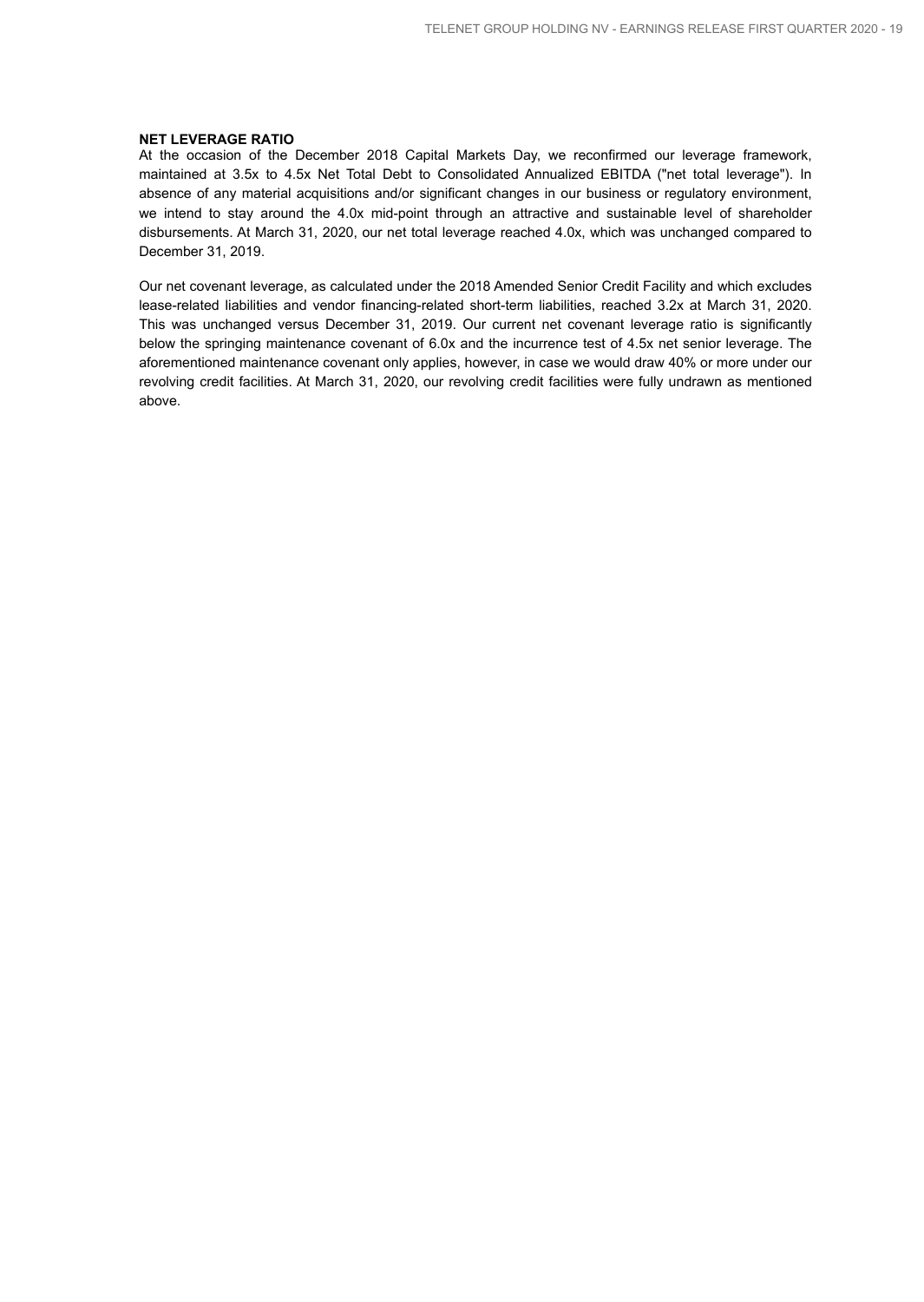### NET LEVERAGE RATIO

At the occasion of the December 2018 Capital Markets Day, we reconfirmed our leverage framework, maintained at 3.5x to 4.5x Net Total Debt to Consolidated Annualized EBITDA ("net total leverage"). In absence of any material acquisitions and/or significant changes in our business or regulatory environment, we intend to stay around the 4.0x mid-point through an attractive and sustainable level of shareholder disbursements. At March 31, 2020, our net total leverage reached 4.0x, which was unchanged compared to December 31, 2019.

Our net covenant leverage, as calculated under the 2018 Amended Senior Credit Facility and which excludes lease-related liabilities and vendor financing-related short-term liabilities, reached 3.2x at March 31, 2020. This was unchanged versus December 31, 2019. Our current net covenant leverage ratio is significantly below the springing maintenance covenant of 6.0x and the incurrence test of 4.5x net senior leverage. The aforementioned maintenance covenant only applies, however, in case we would draw 40% or more under our revolving credit facilities. At March 31, 2020, our revolving credit facilities were fully undrawn as mentioned above.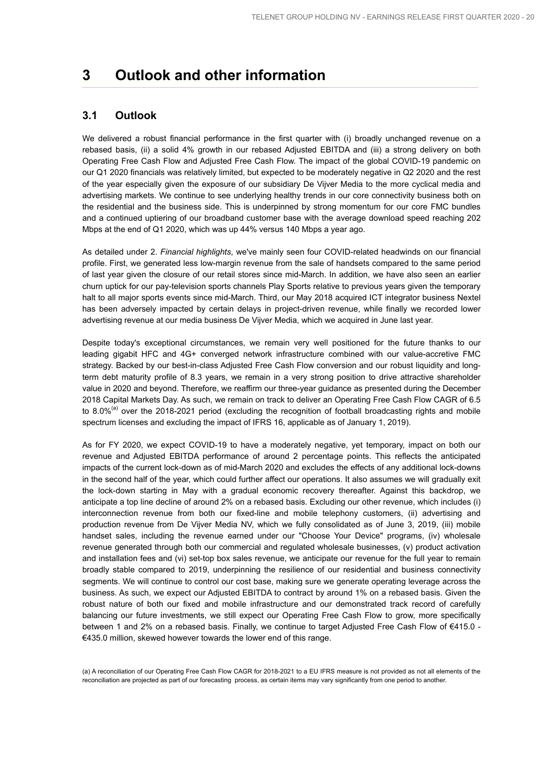# 3 Outlook and other information

## 3.1 Outlook

We delivered a robust financial performance in the first quarter with (i) broadly unchanged revenue on a rebased basis, (ii) a solid 4% growth in our rebased Adjusted EBITDA and (iii) a strong delivery on both Operating Free Cash Flow and Adjusted Free Cash Flow. The impact of the global COVID-19 pandemic on our Q1 2020 financials was relatively limited, but expected to be moderately negative in Q2 2020 and the rest of the year especially given the exposure of our subsidiary De Vijver Media to the more cyclical media and advertising markets. We continue to see underlying healthy trends in our core connectivity business both on the residential and the business side. This is underpinned by strong momentum for our core FMC bundles and a continued uptiering of our broadband customer base with the average download speed reaching 202 Mbps at the end of Q1 2020, which was up 44% versus 140 Mbps a year ago.

As detailed under 2. *Financial highlights*, we've mainly seen four COVID-related headwinds on our financial profile. First, we generated less low-margin revenue from the sale of handsets compared to the same period of last year given the closure of our retail stores since mid-March. In addition, we have also seen an earlier churn uptick for our pay-television sports channels Play Sports relative to previous years given the temporary halt to all major sports events since mid-March. Third, our May 2018 acquired ICT integrator business Nextel has been adversely impacted by certain delays in project-driven revenue, while finally we recorded lower advertising revenue at our media business De Vijver Media, which we acquired in June last year.

Despite today's exceptional circumstances, we remain very well positioned for the future thanks to our leading gigabit HFC and 4G+ converged network infrastructure combined with our value-accretive FMC strategy. Backed by our best-in-class Adjusted Free Cash Flow conversion and our robust liquidity and long-term debt maturity profile of 8.3 years, we remain in a very strong position to drive attractive shareholder value in 2020 and beyond. Therefore, we reaffirm our three-year guidance as presented during the December 2018 Capital Markets Day. As such, we remain on track to deliver an Operating Free Cash Flow CAGR of 6.5 to 8.0%[a] over the 2018-2021 period (excluding the recognition of football broadcasting rights and mobile spectrum licenses and excluding the impact of IFRS 16, applicable as of January 1, 2019).

As for FY 2020, we expect COVID-19 to have a moderately negative, yet temporary, impact on both our revenue and Adjusted EBITDA performance of around 2 percentage points. This reflects the anticipated impacts of the current lock-down as of mid-March 2020 and excludes the effects of any additional lock-downs in the second half of the year, which could further affect our operations. It also assumes we will gradually exit the lock-down starting in May with a gradual economic recovery thereafter. Against this backdrop, we anticipate a top line decline of around 2% on a rebased basis. Excluding our other revenue, which includes (i) interconnection revenue from both our fixed-line and mobile telephony customers, (ii) advertising and production revenue from De Vijver Media NV, which we fully consolidated as of June 3, 2019, (iii) mobile handset sales, including the revenue earned under our "Choose Your Device" programs, (iv) wholesale revenue generated through both our commercial and regulated wholesale businesses, (v) product activation and installation fees and (vi) set-top box sales revenue, we anticipate our revenue for the full year to remain broadly stable compared to 2019, underpinning the resilience of our residential and business connectivity segments. We will continue to control our cost base, making sure we generate operating leverage across the business. As such, we expect our Adjusted EBITDA to contract by around 1% on a rebased basis. Given the robust nature of both our fixed and mobile infrastructure and our demonstrated track record of carefully balancing our future investments, we still expect our Operating Free Cash Flow to grow, more specifically between 1 and 2% on a rebased basis. Finally, we continue to target Adjusted Free Cash Flow of €415.0 - €435.0 million, skewed however towards the lower end of this range.

(a) A reconciliation of our Operating Free Cash Flow CAGR for 2018-2021 to a EU IFRS measure is not provided as not all elements of the reconciliation are projected as part of our forecasting process, as certain items may vary significantly from one period to another.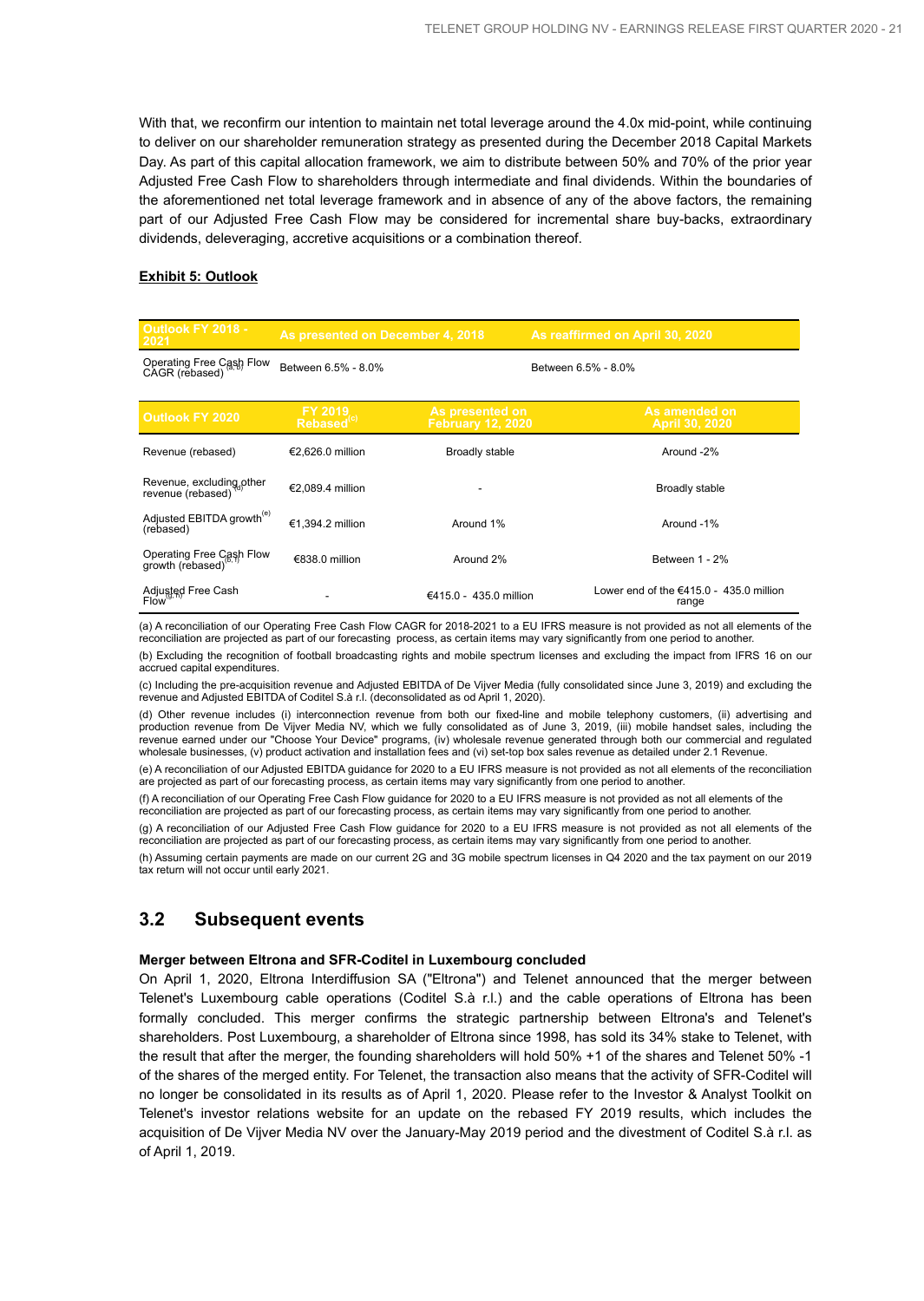With that, we reconfirm our intention to maintain net total leverage around the 4.0x mid-point, while continuing to deliver on our shareholder remuneration strategy as presented during the December 2018 Capital Markets Day. As part of this capital allocation framework, we aim to distribute between 50% and 70% of the prior year Adjusted Free Cash Flow to shareholders through intermediate and final dividends. Within the boundaries of the aforementioned net total leverage framework and in absence of any of the above factors, the remaining part of our Adjusted Free Cash Flow may be considered for incremental share buy-backs, extraordinary dividends, deleveraging, accretive acquisitions or a combination thereof.

**Exhibit 5: Outlook**

| Outlook FY 2018 - 2021 | As presented on December 4, 2018 | As reaffirmed on April 30, 2020 |
|---|---|---|
| Operating Free Cash Flow CAGR (rebased)[a,b] | Between 6.5% - 8.0% | Between 6.5% - 8.0% |

| Outlook FY 2020 | FY 2019 Rebased[c] | As presented on February 12, 2020 | As amended on April 30, 2020 |
|---|---|---|---|
| Revenue (rebased) | €2,626.0 million | Broadly stable | Around -2% |
| Revenue, excluding other revenue (rebased)[d] | €2,089.4 million | - | Broadly stable |
| Adjusted EBITDA growth[e] (rebased) | €1,394.2 million | Around 1% | Around -1% |
| Operating Free Cash Flow growth (rebased)[b,f] | €838.0 million | Around 2% | Between 1 - 2% |
| Adjusted Free Cash Flow[g,h] | - | €415.0 - 435.0 million | Lower end of the €415.0 - 435.0 million range |

(a) A reconciliation of our Operating Free Cash Flow CAGR for 2018-2021 to a EU IFRS measure is not provided as not all elements of the reconciliation are projected as part of our forecasting process, as certain items may vary significantly from one period to another.

(b) Excluding the recognition of football broadcasting rights and mobile spectrum licenses and excluding the impact from IFRS 16 on our accrued capital expenditures.

(c) Including the pre-acquisition revenue and Adjusted EBITDA of De Vijver Media (fully consolidated since June 3, 2019) and excluding the revenue and Adjusted EBITDA of Coditel S.à r.l. (deconsolidated as od April 1, 2020).

(d) Other revenue includes (i) interconnection revenue from both our fixed-line and mobile telephony customers, (ii) advertising and production revenue from De Vijver Media NV, which we fully consolidated as of June 3, 2019, (iii) mobile handset sales, including the revenue earned under our "Choose Your Device" programs, (iv) wholesale revenue generated through both our commercial and regulated wholesale businesses, (v) product activation and installation fees and (vi) set-top box sales revenue as detailed under 2.1 Revenue.

(e) A reconciliation of our Adjusted EBITDA guidance for 2020 to a EU IFRS measure is not provided as not all elements of the reconciliation are projected as part of our forecasting process, as certain items may vary significantly from one period to another.

(f) A reconciliation of our Operating Free Cash Flow guidance for 2020 to a EU IFRS measure is not provided as not all elements of the reconciliation are projected as part of our forecasting process, as certain items may vary significantly from one period to another.

(g) A reconciliation of our Adjusted Free Cash Flow guidance for 2020 to a EU IFRS measure is not provided as not all elements of the reconciliation are projected as part of our forecasting process, as certain items may vary significantly from one period to another.

(h) Assuming certain payments are made on our current 2G and 3G mobile spectrum licenses in Q4 2020 and the tax payment on our 2019 tax return will not occur until early 2021.

## 3.2 Subsequent events

**Merger between Eltrona and SFR-Coditel in Luxembourg concluded**

On April 1, 2020, Eltrona Interdiffusion SA ("Eltrona") and Telenet announced that the merger between Telenet's Luxembourg cable operations (Coditel S.à r.l.) and the cable operations of Eltrona has been formally concluded. This merger confirms the strategic partnership between Eltrona's and Telenet's shareholders. Post Luxembourg, a shareholder of Eltrona since 1998, has sold its 34% stake to Telenet, with the result that after the merger, the founding shareholders will hold 50% +1 of the shares and Telenet 50% -1 of the shares of the merged entity. For Telenet, the transaction also means that the activity of SFR-Coditel will no longer be consolidated in its results as of April 1, 2020. Please refer to the Investor & Analyst Toolkit on Telenet's investor relations website for an update on the rebased FY 2019 results, which includes the acquisition of De Vijver Media NV over the January-May 2019 period and the divestment of Coditel S.à r.l. as of April 1, 2019.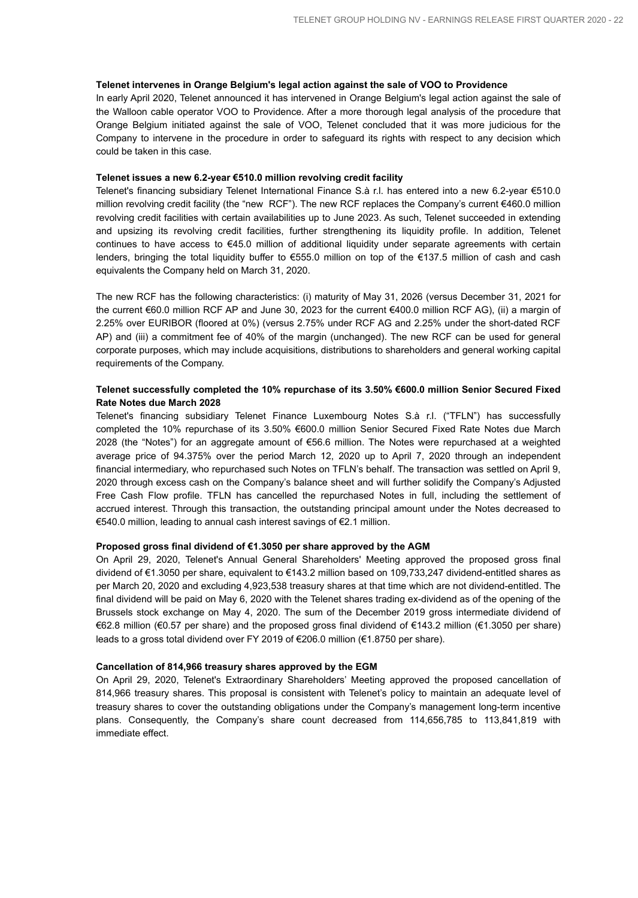**Telenet intervenes in Orange Belgium's legal action against the sale of VOO to Providence**

In early April 2020, Telenet announced it has intervened in Orange Belgium's legal action against the sale of the Walloon cable operator VOO to Providence. After a more thorough legal analysis of the procedure that Orange Belgium initiated against the sale of VOO, Telenet concluded that it was more judicious for the Company to intervene in the procedure in order to safeguard its rights with respect to any decision which could be taken in this case.

**Telenet issues a new 6.2-year €510.0 million revolving credit facility**

Telenet's financing subsidiary Telenet International Finance S.à r.l. has entered into a new 6.2-year €510.0 million revolving credit facility (the "new RCF"). The new RCF replaces the Company's current €460.0 million revolving credit facilities with certain availabilities up to June 2023. As such, Telenet succeeded in extending and upsizing its revolving credit facilities, further strengthening its liquidity profile. In addition, Telenet continues to have access to €45.0 million of additional liquidity under separate agreements with certain lenders, bringing the total liquidity buffer to €555.0 million on top of the €137.5 million of cash and cash equivalents the Company held on March 31, 2020.

The new RCF has the following characteristics: (i) maturity of May 31, 2026 (versus December 31, 2021 for the current €60.0 million RCF AP and June 30, 2023 for the current €400.0 million RCF AG), (ii) a margin of 2.25% over EURIBOR (floored at 0%) (versus 2.75% under RCF AG and 2.25% under the short-dated RCF AP) and (iii) a commitment fee of 40% of the margin (unchanged). The new RCF can be used for general corporate purposes, which may include acquisitions, distributions to shareholders and general working capital requirements of the Company.

**Telenet successfully completed the 10% repurchase of its 3.50% €600.0 million Senior Secured Fixed Rate Notes due March 2028**

Telenet's financing subsidiary Telenet Finance Luxembourg Notes S.à r.l. ("TFLN") has successfully completed the 10% repurchase of its 3.50% €600.0 million Senior Secured Fixed Rate Notes due March 2028 (the "Notes") for an aggregate amount of €56.6 million. The Notes were repurchased at a weighted average price of 94.375% over the period March 12, 2020 up to April 7, 2020 through an independent financial intermediary, who repurchased such Notes on TFLN's behalf. The transaction was settled on April 9, 2020 through excess cash on the Company's balance sheet and will further solidify the Company's Adjusted Free Cash Flow profile. TFLN has cancelled the repurchased Notes in full, including the settlement of accrued interest. Through this transaction, the outstanding principal amount under the Notes decreased to €540.0 million, leading to annual cash interest savings of €2.1 million.

**Proposed gross final dividend of €1.3050 per share approved by the AGM**

On April 29, 2020, Telenet's Annual General Shareholders' Meeting approved the proposed gross final dividend of €1.3050 per share, equivalent to €143.2 million based on 109,733,247 dividend-entitled shares as per March 20, 2020 and excluding 4,923,538 treasury shares at that time which are not dividend-entitled. The final dividend will be paid on May 6, 2020 with the Telenet shares trading ex-dividend as of the opening of the Brussels stock exchange on May 4, 2020. The sum of the December 2019 gross intermediate dividend of €62.8 million (€0.57 per share) and the proposed gross final dividend of €143.2 million (€1.3050 per share) leads to a gross total dividend over FY 2019 of €206.0 million (€1.8750 per share).

**Cancellation of 814,966 treasury shares approved by the EGM**

On April 29, 2020, Telenet's Extraordinary Shareholders' Meeting approved the proposed cancellation of 814,966 treasury shares. This proposal is consistent with Telenet's policy to maintain an adequate level of treasury shares to cover the outstanding obligations under the Company's management long-term incentive plans. Consequently, the Company's share count decreased from 114,656,785 to 113,841,819 with immediate effect.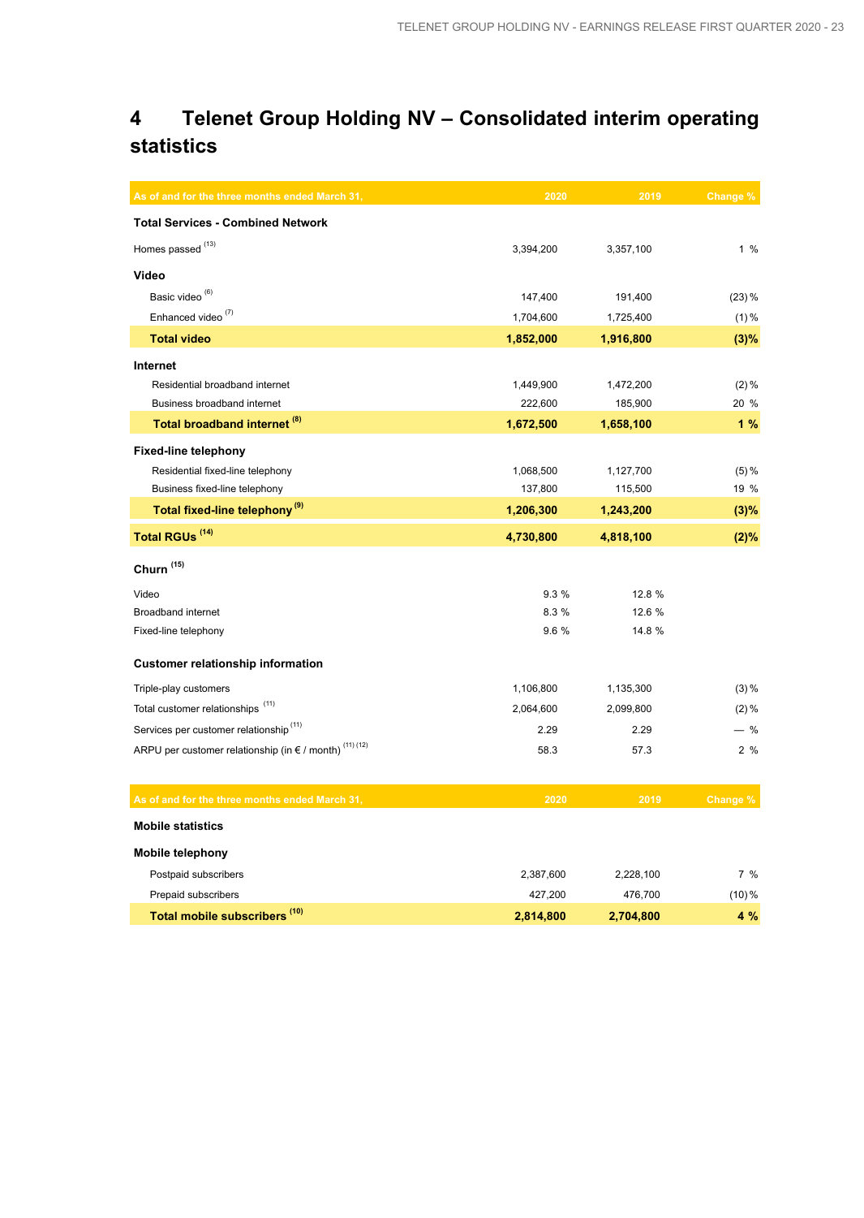# 4 Telenet Group Holding NV – Consolidated interim operating statistics

| As of and for the three months ended March 31, | 2020 | 2019 | Change % |
|---|---|---|---|
| **Total Services - Combined Network** | | | |
| Homes passed [13] | 3,394,200 | 3,357,100 | 1 % |
| **Video** | | | |
| Basic video [6] | 147,400 | 191,400 | (23) % |
| Enhanced video [7] | 1,704,600 | 1,725,400 | (1) % |
| **Total video** | **1,852,000** | **1,916,800** | **(3)%** |
| **Internet** | | | |
| Residential broadband internet | 1,449,900 | 1,472,200 | (2) % |
| Business broadband internet | 222,600 | 185,900 | 20 % |
| **Total broadband internet [8]** | **1,672,500** | **1,658,100** | **1 %** |
| **Fixed-line telephony** | | | |
| Residential fixed-line telephony | 1,068,500 | 1,127,700 | (5) % |
| Business fixed-line telephony | 137,800 | 115,500 | 19 % |
| **Total fixed-line telephony [9]** | **1,206,300** | **1,243,200** | **(3)%** |
| **Total RGUs [14]** | **4,730,800** | **4,818,100** | **(2)%** |
| **Churn [15]** | | | |
| Video | 9.3 % | 12.8 % | |
| Broadband internet | 8.3 % | 12.6 % | |
| Fixed-line telephony | 9.6 % | 14.8 % | |
| **Customer relationship information** | | | |
| Triple-play customers | 1,106,800 | 1,135,300 | (3) % |
| Total customer relationships [11] | 2,064,600 | 2,099,800 | (2) % |
| Services per customer relationship [11] | 2.29 | 2.29 | — % |
| ARPU per customer relationship (in € / month) [11] [12] | 58.3 | 57.3 | 2 % |

| As of and for the three months ended March 31, | 2020 | 2019 | Change % |
|---|---|---|---|
| **Mobile statistics** | | | |
| **Mobile telephony** | | | |
| Postpaid subscribers | 2,387,600 | 2,228,100 | 7 % |
| Prepaid subscribers | 427,200 | 476,700 | (10) % |
| **Total mobile subscribers [10]** | **2,814,800** | **2,704,800** | **4 %** |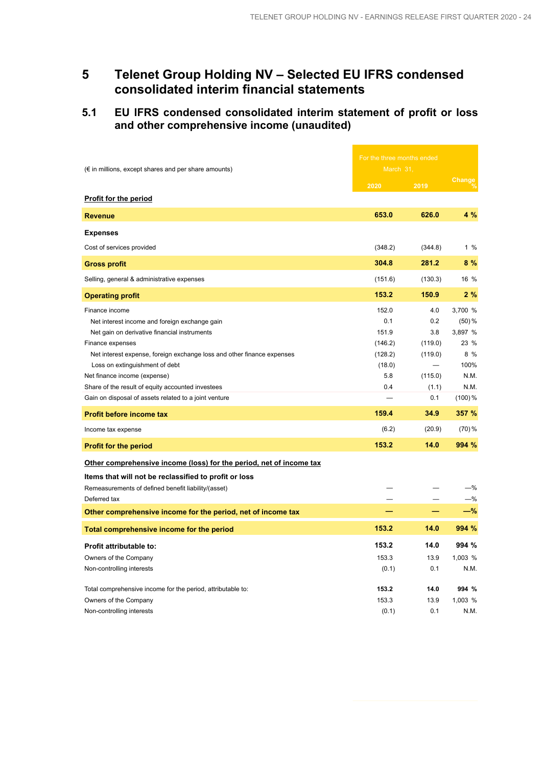# 5 Telenet Group Holding NV – Selected EU IFRS condensed consolidated interim financial statements

## 5.1 EU IFRS condensed consolidated interim statement of profit or loss and other comprehensive income (unaudited)

| (€ in millions, except shares and per share amounts) | For the three months ended March 31, | | |
|---|---|---|---|
| | 2020 | 2019 | Change % |
| **Profit for the period** | | | |
| **Revenue** | **653.0** | **626.0** | **4 %** |
| **Expenses** | | | |
| Cost of services provided | (348.2) | (344.8) | 1 % |
| **Gross profit** | **304.8** | **281.2** | **8 %** |
| Selling, general & administrative expenses | (151.6) | (130.3) | 16 % |
| **Operating profit** | **153.2** | **150.9** | **2 %** |
| Finance income | 152.0 | 4.0 | 3,700 % |
| Net interest income and foreign exchange gain | 0.1 | 0.2 | (50) % |
| Net gain on derivative financial instruments | 151.9 | 3.8 | 3,897 % |
| Finance expenses | (146.2) | (119.0) | 23 % |
| Net interest expense, foreign exchange loss and other finance expenses | (128.2) | (119.0) | 8 % |
| Loss on extinguishment of debt | (18.0) | — | 100% |
| Net finance income (expense) | 5.8 | (115.0) | N.M. |
| Share of the result of equity accounted investees | 0.4 | (1.1) | N.M. |
| Gain on disposal of assets related to a joint venture | — | 0.1 | (100) % |
| **Profit before income tax** | **159.4** | **34.9** | **357 %** |
| Income tax expense | (6.2) | (20.9) | (70) % |
| **Profit for the period** | **153.2** | **14.0** | **994 %** |
| **Other comprehensive income (loss) for the period, net of income tax** | | | |
| **Items that will not be reclassified to profit or loss** | | | |
| Remeasurements of defined benefit liability/(asset) | — | — | —% |
| Deferred tax | — | — | —% |
| **Other comprehensive income for the period, net of income tax** | **—** | **—** | **—%** |
| **Total comprehensive income for the period** | **153.2** | **14.0** | **994 %** |
| **Profit attributable to:** | **153.2** | **14.0** | **994 %** |
| Owners of the Company | 153.3 | 13.9 | 1,003 % |
| Non-controlling interests | (0.1) | 0.1 | N.M. |
| Total comprehensive income for the period, attributable to: | **153.2** | **14.0** | **994 %** |
| Owners of the Company | 153.3 | 13.9 | 1,003 % |
| Non-controlling interests | (0.1) | 0.1 | N.M. |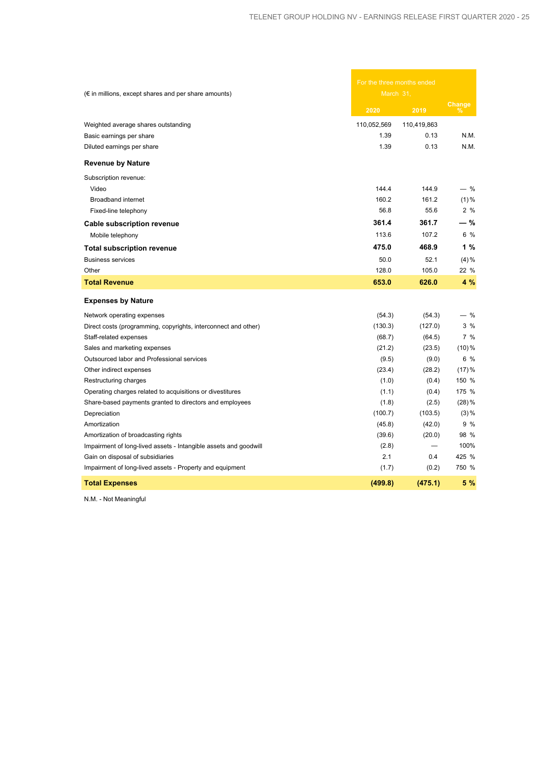| (€ in millions, except shares and per share amounts) | For the three months ended March 31, | | |
|---|---|---|---|
| | 2020 | 2019 | Change % |
| Weighted average shares outstanding | 110,052,569 | 110,419,863 | |
| Basic earnings per share | 1.39 | 0.13 | N.M. |
| Diluted earnings per share | 1.39 | 0.13 | N.M. |
| **Revenue by Nature** | | | |
| Subscription revenue: | | | |
| Video | 144.4 | 144.9 | — % |
| Broadband internet | 160.2 | 161.2 | (1)% |
| Fixed-line telephony | 56.8 | 55.6 | 2 % |
| **Cable subscription revenue** | **361.4** | **361.7** | **— %** |
| Mobile telephony | 113.6 | 107.2 | 6 % |
| **Total subscription revenue** | **475.0** | **468.9** | **1 %** |
| Business services | 50.0 | 52.1 | (4)% |
| Other | 128.0 | 105.0 | 22 % |
| **Total Revenue** | **653.0** | **626.0** | **4 %** |
| **Expenses by Nature** | | | |
| Network operating expenses | (54.3) | (54.3) | — % |
| Direct costs (programming, copyrights, interconnect and other) | (130.3) | (127.0) | 3 % |
| Staff-related expenses | (68.7) | (64.5) | 7 % |
| Sales and marketing expenses | (21.2) | (23.5) | (10)% |
| Outsourced labor and Professional services | (9.5) | (9.0) | 6 % |
| Other indirect expenses | (23.4) | (28.2) | (17)% |
| Restructuring charges | (1.0) | (0.4) | 150 % |
| Operating charges related to acquisitions or divestitures | (1.1) | (0.4) | 175 % |
| Share-based payments granted to directors and employees | (1.8) | (2.5) | (28)% |
| Depreciation | (100.7) | (103.5) | (3)% |
| Amortization | (45.8) | (42.0) | 9 % |
| Amortization of broadcasting rights | (39.6) | (20.0) | 98 % |
| Impairment of long-lived assets - Intangible assets and goodwill | (2.8) | — | 100% |
| Gain on disposal of subsidiaries | 2.1 | 0.4 | 425 % |
| Impairment of long-lived assets - Property and equipment | (1.7) | (0.2) | 750 % |
| **Total Expenses** | **(499.8)** | **(475.1)** | **5 %** |

N.M. - Not Meaningful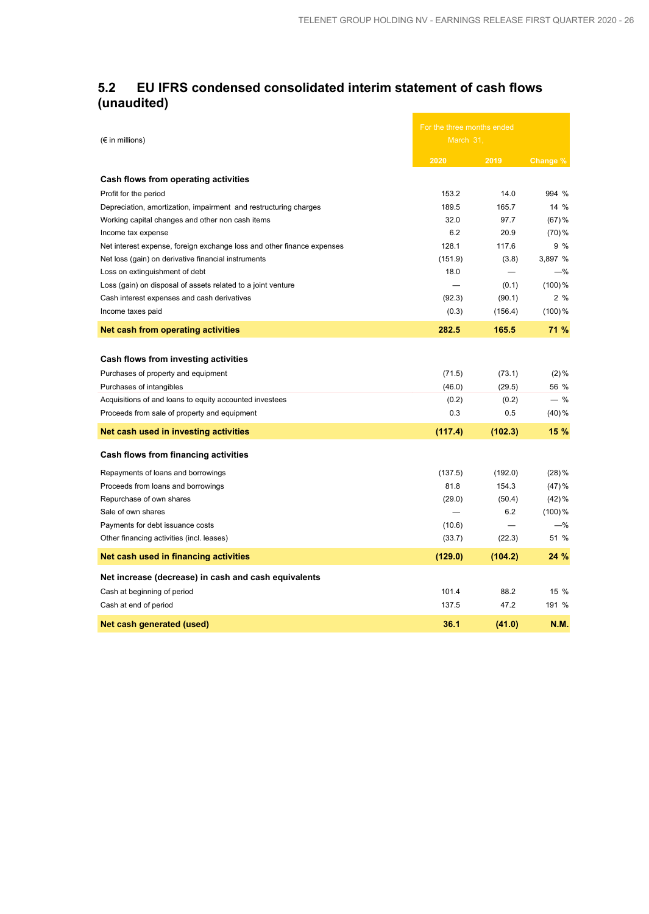## 5.2 EU IFRS condensed consolidated interim statement of cash flows (unaudited)

| (€ in millions) | For the three months ended March 31, | | |
|---|---|---|---|
| | 2020 | 2019 | Change % |
| **Cash flows from operating activities** | | | |
| Profit for the period | 153.2 | 14.0 | 994 % |
| Depreciation, amortization, impairment and restructuring charges | 189.5 | 165.7 | 14 % |
| Working capital changes and other non cash items | 32.0 | 97.7 | (67) % |
| Income tax expense | 6.2 | 20.9 | (70) % |
| Net interest expense, foreign exchange loss and other finance expenses | 128.1 | 117.6 | 9 % |
| Net loss (gain) on derivative financial instruments | (151.9) | (3.8) | 3,897 % |
| Loss on extinguishment of debt | 18.0 | — | —% |
| Loss (gain) on disposal of assets related to a joint venture | — | (0.1) | (100) % |
| Cash interest expenses and cash derivatives | (92.3) | (90.1) | 2 % |
| Income taxes paid | (0.3) | (156.4) | (100) % |
| **Net cash from operating activities** | **282.5** | **165.5** | **71 %** |
| **Cash flows from investing activities** | | | |
| Purchases of property and equipment | (71.5) | (73.1) | (2) % |
| Purchases of intangibles | (46.0) | (29.5) | 56 % |
| Acquisitions of and loans to equity accounted investees | (0.2) | (0.2) | — % |
| Proceeds from sale of property and equipment | 0.3 | 0.5 | (40) % |
| **Net cash used in investing activities** | **(117.4)** | **(102.3)** | **15 %** |
| **Cash flows from financing activities** | | | |
| Repayments of loans and borrowings | (137.5) | (192.0) | (28) % |
| Proceeds from loans and borrowings | 81.8 | 154.3 | (47) % |
| Repurchase of own shares | (29.0) | (50.4) | (42) % |
| Sale of own shares | — | 6.2 | (100) % |
| Payments for debt issuance costs | (10.6) | — | —% |
| Other financing activities (incl. leases) | (33.7) | (22.3) | 51 % |
| **Net cash used in financing activities** | **(129.0)** | **(104.2)** | **24 %** |
| **Net increase (decrease) in cash and cash equivalents** | | | |
| Cash at beginning of period | 101.4 | 88.2 | 15 % |
| Cash at end of period | 137.5 | 47.2 | 191 % |
| **Net cash generated (used)** | **36.1** | **(41.0)** | **N.M.** |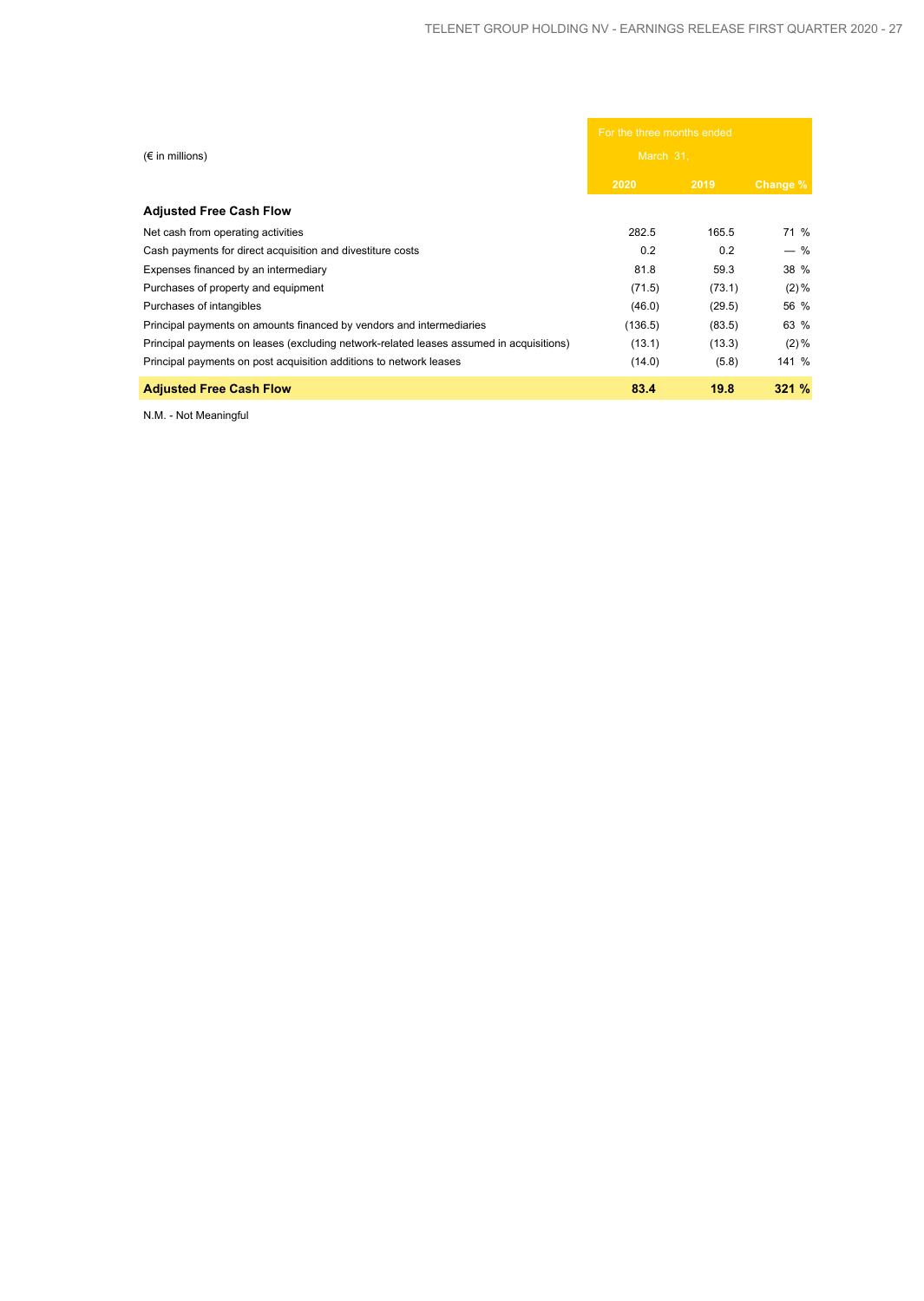| (€ in millions) | For the three months ended March 31, | | |
|---|---|---|---|
| | 2020 | 2019 | Change % |
| **Adjusted Free Cash Flow** | | | |
| Net cash from operating activities | 282.5 | 165.5 | 71 % |
| Cash payments for direct acquisition and divestiture costs | 0.2 | 0.2 | — % |
| Expenses financed by an intermediary | 81.8 | 59.3 | 38 % |
| Purchases of property and equipment | (71.5) | (73.1) | (2) % |
| Purchases of intangibles | (46.0) | (29.5) | 56 % |
| Principal payments on amounts financed by vendors and intermediaries | (136.5) | (83.5) | 63 % |
| Principal payments on leases (excluding network-related leases assumed in acquisitions) | (13.1) | (13.3) | (2) % |
| Principal payments on post acquisition additions to network leases | (14.0) | (5.8) | 141 % |
| **Adjusted Free Cash Flow** | **83.4** | **19.8** | **321 %** |

N.M. - Not Meaningful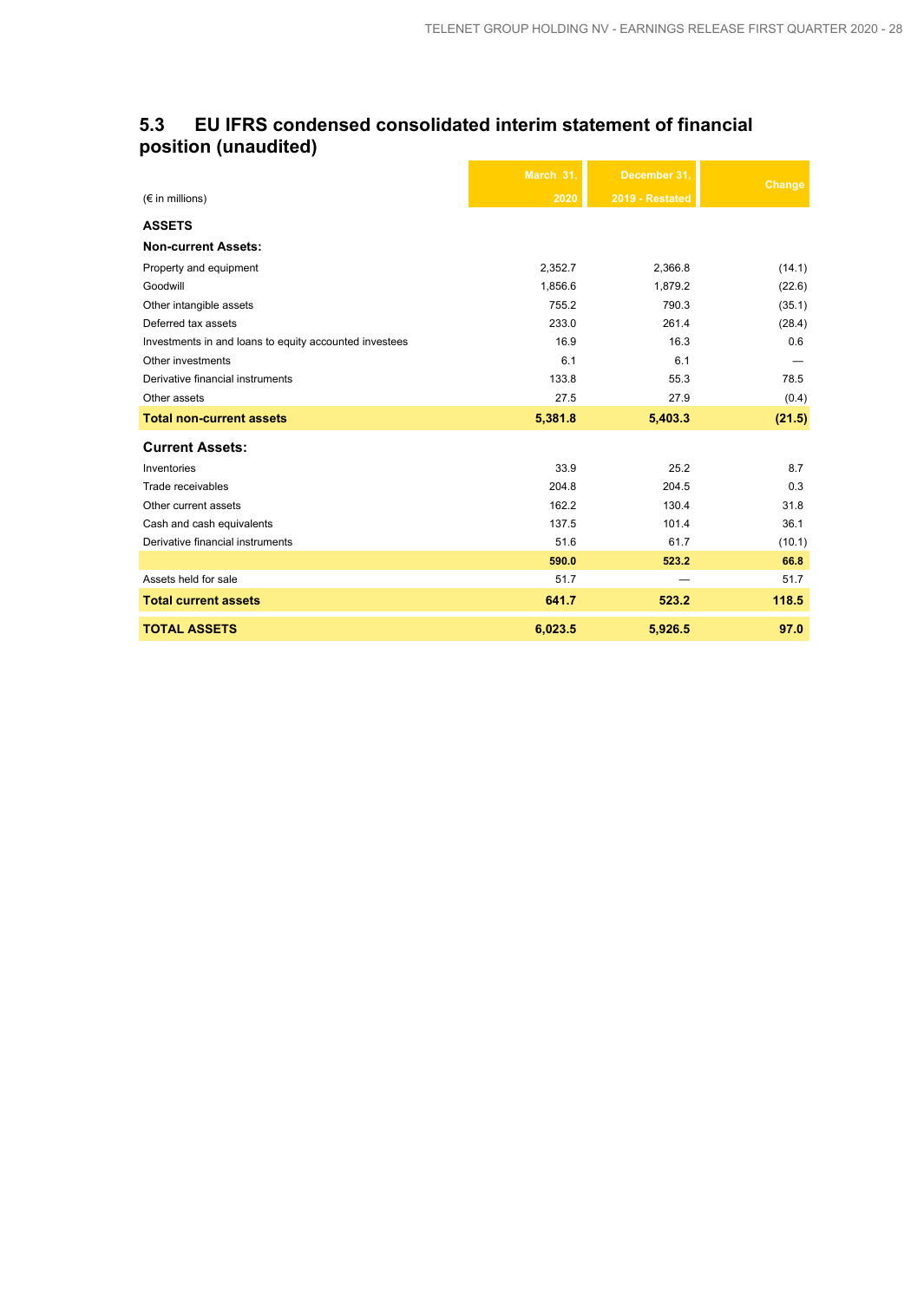## 5.3 EU IFRS condensed consolidated interim statement of financial position (unaudited)

| (€ in millions) | March 31, 2020 | December 31, 2019 - Restated | Change |
|---|---|---|---|
| **ASSETS** | | | |
| **Non-current Assets:** | | | |
| Property and equipment | 2,352.7 | 2,366.8 | (14.1) |
| Goodwill | 1,856.6 | 1,879.2 | (22.6) |
| Other intangible assets | 755.2 | 790.3 | (35.1) |
| Deferred tax assets | 233.0 | 261.4 | (28.4) |
| Investments in and loans to equity accounted investees | 16.9 | 16.3 | 0.6 |
| Other investments | 6.1 | 6.1 | — |
| Derivative financial instruments | 133.8 | 55.3 | 78.5 |
| Other assets | 27.5 | 27.9 | (0.4) |
| **Total non-current assets** | **5,381.8** | **5,403.3** | **(21.5)** |
| **Current Assets:** | | | |
| Inventories | 33.9 | 25.2 | 8.7 |
| Trade receivables | 204.8 | 204.5 | 0.3 |
| Other current assets | 162.2 | 130.4 | 31.8 |
| Cash and cash equivalents | 137.5 | 101.4 | 36.1 |
| Derivative financial instruments | 51.6 | 61.7 | (10.1) |
| | **590.0** | **523.2** | **66.8** |
| Assets held for sale | 51.7 | — | 51.7 |
| **Total current assets** | **641.7** | **523.2** | **118.5** |
| **TOTAL ASSETS** | **6,023.5** | **5,926.5** | **97.0** |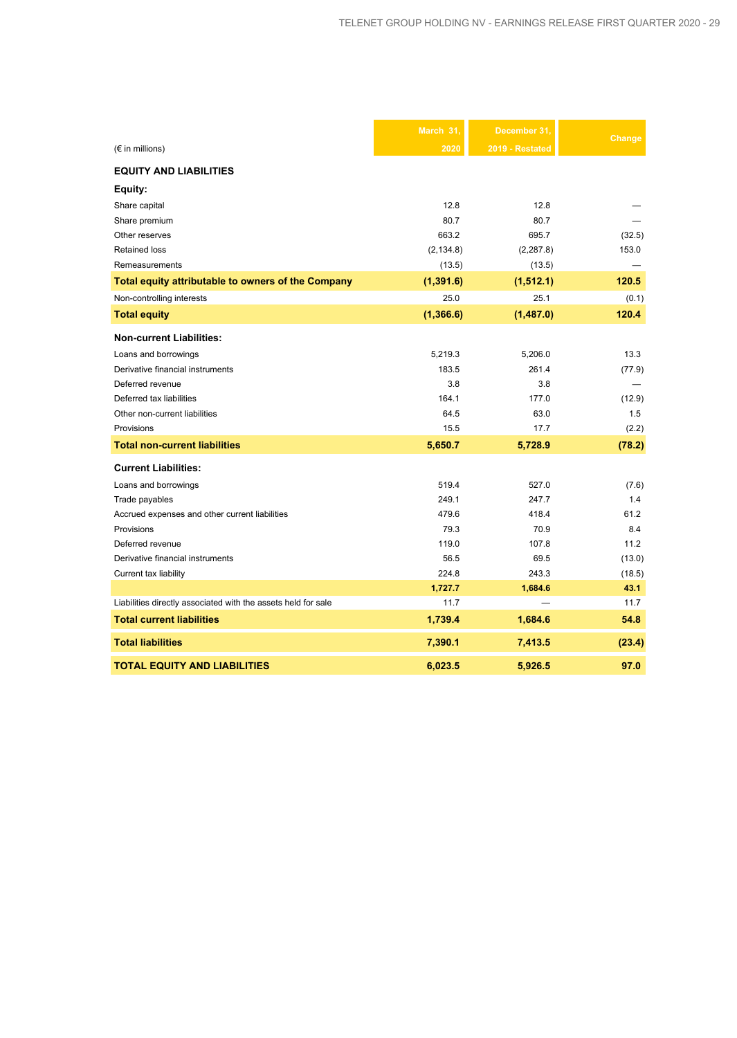| (€ in millions) | March 31, 2020 | December 31, 2019 - Restated | Change |
|---|---|---|---|
| **EQUITY AND LIABILITIES** | | | |
| **Equity:** | | | |
| Share capital | 12.8 | 12.8 | — |
| Share premium | 80.7 | 80.7 | — |
| Other reserves | 663.2 | 695.7 | (32.5) |
| Retained loss | (2,134.8) | (2,287.8) | 153.0 |
| Remeasurements | (13.5) | (13.5) | — |
| **Total equity attributable to owners of the Company** | **(1,391.6)** | **(1,512.1)** | **120.5** |
| Non-controlling interests | 25.0 | 25.1 | (0.1) |
| **Total equity** | **(1,366.6)** | **(1,487.0)** | **120.4** |
| **Non-current Liabilities:** | | | |
| Loans and borrowings | 5,219.3 | 5,206.0 | 13.3 |
| Derivative financial instruments | 183.5 | 261.4 | (77.9) |
| Deferred revenue | 3.8 | 3.8 | — |
| Deferred tax liabilities | 164.1 | 177.0 | (12.9) |
| Other non-current liabilities | 64.5 | 63.0 | 1.5 |
| Provisions | 15.5 | 17.7 | (2.2) |
| **Total non-current liabilities** | **5,650.7** | **5,728.9** | **(78.2)** |
| **Current Liabilities:** | | | |
| Loans and borrowings | 519.4 | 527.0 | (7.6) |
| Trade payables | 249.1 | 247.7 | 1.4 |
| Accrued expenses and other current liabilities | 479.6 | 418.4 | 61.2 |
| Provisions | 79.3 | 70.9 | 8.4 |
| Deferred revenue | 119.0 | 107.8 | 11.2 |
| Derivative financial instruments | 56.5 | 69.5 | (13.0) |
| Current tax liability | 224.8 | 243.3 | (18.5) |
| | **1,727.7** | **1,684.6** | **43.1** |
| Liabilities directly associated with the assets held for sale | 11.7 | — | 11.7 |
| **Total current liabilities** | **1,739.4** | **1,684.6** | **54.8** |
| **Total liabilities** | **7,390.1** | **7,413.5** | **(23.4)** |
| **TOTAL EQUITY AND LIABILITIES** | **6,023.5** | **5,926.5** | **97.0** |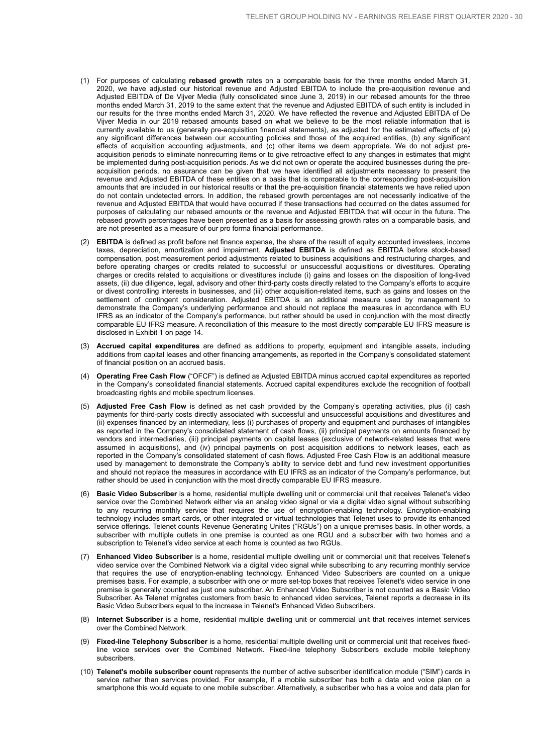(1) For purposes of calculating **rebased growth** rates on a comparable basis for the three months ended March 31, 2020, we have adjusted our historical revenue and Adjusted EBITDA to include the pre-acquisition revenue and Adjusted EBITDA of De Vijver Media (fully consolidated since June 3, 2019) in our rebased amounts for the three months ended March 31, 2019 to the same extent that the revenue and Adjusted EBITDA of such entity is included in our results for the three months ended March 31, 2020. We have reflected the revenue and Adjusted EBITDA of De Vijver Media in our 2019 rebased amounts based on what we believe to be the most reliable information that is currently available to us (generally pre-acquisition financial statements), as adjusted for the estimated effects of (a) any significant differences between our accounting policies and those of the acquired entities, (b) any significant effects of acquisition accounting adjustments, and (c) other items we deem appropriate. We do not adjust pre-acquisition periods to eliminate nonrecurring items or to give retroactive effect to any changes in estimates that might be implemented during post-acquisition periods. As we did not own or operate the acquired businesses during the pre-acquisition periods, no assurance can be given that we have identified all adjustments necessary to present the revenue and Adjusted EBITDA of these entities on a basis that is comparable to the corresponding post-acquisition amounts that are included in our historical results or that the pre-acquisition financial statements we have relied upon do not contain undetected errors. In addition, the rebased growth percentages are not necessarily indicative of the revenue and Adjusted EBITDA that would have occurred if these transactions had occurred on the dates assumed for purposes of calculating our rebased amounts or the revenue and Adjusted EBITDA that will occur in the future. The rebased growth percentages have been presented as a basis for assessing growth rates on a comparable basis, and are not presented as a measure of our pro forma financial performance.

(2) **EBITDA** is defined as profit before net finance expense, the share of the result of equity accounted investees, income taxes, depreciation, amortization and impairment. **Adjusted EBITDA** is defined as EBITDA before stock-based compensation, post measurement period adjustments related to business acquisitions and restructuring charges, and before operating charges or credits related to successful or unsuccessful acquisitions or divestitures. Operating charges or credits related to acquisitions or divestitures include (i) gains and losses on the disposition of long-lived assets, (ii) due diligence, legal, advisory and other third-party costs directly related to the Company's efforts to acquire or divest controlling interests in businesses, and (iii) other acquisition-related items, such as gains and losses on the settlement of contingent consideration. Adjusted EBITDA is an additional measure used by management to demonstrate the Company's underlying performance and should not replace the measures in accordance with EU IFRS as an indicator of the Company's performance, but rather should be used in conjunction with the most directly comparable EU IFRS measure. A reconciliation of this measure to the most directly comparable EU IFRS measure is disclosed in Exhibit 1 on page 14.

(3) **Accrued capital expenditures** are defined as additions to property, equipment and intangible assets, including additions from capital leases and other financing arrangements, as reported in the Company's consolidated statement of financial position on an accrued basis.

(4) **Operating Free Cash Flow** ("OFCF") is defined as Adjusted EBITDA minus accrued capital expenditures as reported in the Company's consolidated financial statements. Accrued capital expenditures exclude the recognition of football broadcasting rights and mobile spectrum licenses.

(5) **Adjusted Free Cash Flow** is defined as net cash provided by the Company's operating activities, plus (i) cash payments for third-party costs directly associated with successful and unsuccessful acquisitions and divestitures and (ii) expenses financed by an intermediary, less (i) purchases of property and equipment and purchases of intangibles as reported in the Company's consolidated statement of cash flows, (ii) principal payments on amounts financed by vendors and intermediaries, (iii) principal payments on capital leases (exclusive of network-related leases that were assumed in acquisitions), and (iv) principal payments on post acquisition additions to network leases, each as reported in the Company's consolidated statement of cash flows. Adjusted Free Cash Flow is an additional measure used by management to demonstrate the Company's ability to service debt and fund new investment opportunities and should not replace the measures in accordance with EU IFRS as an indicator of the Company's performance, but rather should be used in conjunction with the most directly comparable EU IFRS measure.

(6) **Basic Video Subscriber** is a home, residential multiple dwelling unit or commercial unit that receives Telenet's video service over the Combined Network either via an analog video signal or via a digital video signal without subscribing to any recurring monthly service that requires the use of encryption-enabling technology. Encryption-enabling technology includes smart cards, or other integrated or virtual technologies that Telenet uses to provide its enhanced service offerings. Telenet counts Revenue Generating Unites ("RGUs") on a unique premises basis. In other words, a subscriber with multiple outlets in one premise is counted as one RGU and a subscriber with two homes and a subscription to Telenet's video service at each home is counted as two RGUs.

(7) **Enhanced Video Subscriber** is a home, residential multiple dwelling unit or commercial unit that receives Telenet's video service over the Combined Network via a digital video signal while subscribing to any recurring monthly service that requires the use of encryption-enabling technology. Enhanced Video Subscribers are counted on a unique premises basis. For example, a subscriber with one or more set-top boxes that receives Telenet's video service in one premise is generally counted as just one subscriber. An Enhanced Video Subscriber is not counted as a Basic Video Subscriber. As Telenet migrates customers from basic to enhanced video services, Telenet reports a decrease in its Basic Video Subscribers equal to the increase in Telenet's Enhanced Video Subscribers.

(8) **Internet Subscriber** is a home, residential multiple dwelling unit or commercial unit that receives internet services over the Combined Network.

(9) **Fixed-line Telephony Subscriber** is a home, residential multiple dwelling unit or commercial unit that receives fixed-line voice services over the Combined Network. Fixed-line telephony Subscribers exclude mobile telephony subscribers.

(10) **Telenet's mobile subscriber count** represents the number of active subscriber identification module ("SIM") cards in service rather than services provided. For example, if a mobile subscriber has both a data and voice plan on a smartphone this would equate to one mobile subscriber. Alternatively, a subscriber who has a voice and data plan for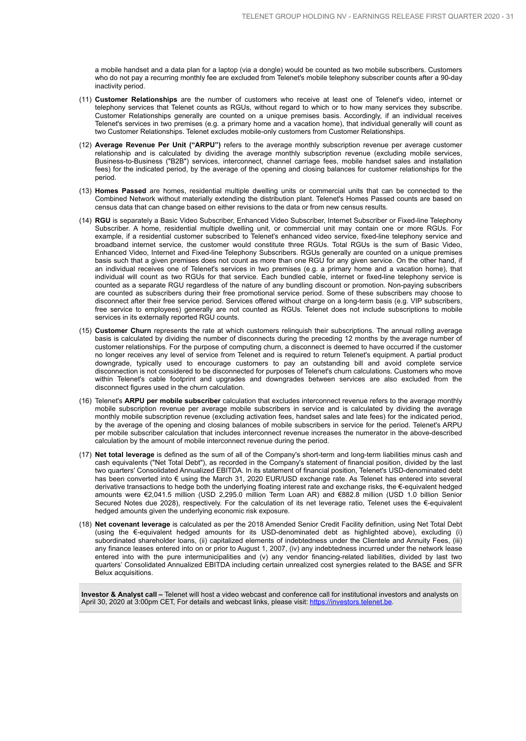a mobile handset and a data plan for a laptop (via a dongle) would be counted as two mobile subscribers. Customers who do not pay a recurring monthly fee are excluded from Telenet's mobile telephony subscriber counts after a 90-day inactivity period.

(11) **Customer Relationships** are the number of customers who receive at least one of Telenet's video, internet or telephony services that Telenet counts as RGUs, without regard to which or to how many services they subscribe. Customer Relationships generally are counted on a unique premises basis. Accordingly, if an individual receives Telenet's services in two premises (e.g. a primary home and a vacation home), that individual generally will count as two Customer Relationships. Telenet excludes mobile-only customers from Customer Relationships.

(12) **Average Revenue Per Unit ("ARPU")** refers to the average monthly subscription revenue per average customer relationship and is calculated by dividing the average monthly subscription revenue (excluding mobile services, Business-to-Business ("B2B") services, interconnect, channel carriage fees, mobile handset sales and installation fees) for the indicated period, by the average of the opening and closing balances for customer relationships for the period.

(13) **Homes Passed** are homes, residential multiple dwelling units or commercial units that can be connected to the Combined Network without materially extending the distribution plant. Telenet's Homes Passed counts are based on census data that can change based on either revisions to the data or from new census results.

(14) **RGU** is separately a Basic Video Subscriber, Enhanced Video Subscriber, Internet Subscriber or Fixed-line Telephony Subscriber. A home, residential multiple dwelling unit, or commercial unit may contain one or more RGUs. For example, if a residential customer subscribed to Telenet's enhanced video service, fixed-line telephony service and broadband internet service, the customer would constitute three RGUs. Total RGUs is the sum of Basic Video, Enhanced Video, Internet and Fixed-line Telephony Subscribers. RGUs generally are counted on a unique premises basis such that a given premises does not count as more than one RGU for any given service. On the other hand, if an individual receives one of Telenet's services in two premises (e.g. a primary home and a vacation home), that individual will count as two RGUs for that service. Each bundled cable, internet or fixed-line telephony service is counted as a separate RGU regardless of the nature of any bundling discount or promotion. Non-paying subscribers are counted as subscribers during their free promotional service period. Some of these subscribers may choose to disconnect after their free service period. Services offered without charge on a long-term basis (e.g. VIP subscribers, free service to employees) generally are not counted as RGUs. Telenet does not include subscriptions to mobile services in its externally reported RGU counts.

(15) **Customer Churn** represents the rate at which customers relinquish their subscriptions. The annual rolling average basis is calculated by dividing the number of disconnects during the preceding 12 months by the average number of customer relationships. For the purpose of computing churn, a disconnect is deemed to have occurred if the customer no longer receives any level of service from Telenet and is required to return Telenet's equipment. A partial product downgrade, typically used to encourage customers to pay an outstanding bill and avoid complete service disconnection is not considered to be disconnected for purposes of Telenet's churn calculations. Customers who move within Telenet's cable footprint and upgrades and downgrades between services are also excluded from the disconnect figures used in the churn calculation.

(16) Telenet's **ARPU per mobile subscriber** calculation that excludes interconnect revenue refers to the average monthly mobile subscription revenue per average mobile subscribers in service and is calculated by dividing the average monthly mobile subscription revenue (excluding activation fees, handset sales and late fees) for the indicated period, by the average of the opening and closing balances of mobile subscribers in service for the period. Telenet's ARPU per mobile subscriber calculation that includes interconnect revenue increases the numerator in the above-described calculation by the amount of mobile interconnect revenue during the period.

(17) **Net total leverage** is defined as the sum of all of the Company's short-term and long-term liabilities minus cash and cash equivalents ("Net Total Debt"), as recorded in the Company's statement of financial position, divided by the last two quarters' Consolidated Annualized EBITDA. In its statement of financial position, Telenet's USD-denominated debt has been converted into € using the March 31, 2020 EUR/USD exchange rate. As Telenet has entered into several derivative transactions to hedge both the underlying floating interest rate and exchange risks, the €-equivalent hedged amounts were €2,041.5 million (USD 2,295.0 million Term Loan AR) and €882.8 million (USD 1.0 billion Senior Secured Notes due 2028), respectively. For the calculation of its net leverage ratio, Telenet uses the €-equivalent hedged amounts given the underlying economic risk exposure.

(18) **Net covenant leverage** is calculated as per the 2018 Amended Senior Credit Facility definition, using Net Total Debt (using the €-equivalent hedged amounts for its USD-denominated debt as highlighted above), excluding (i) subordinated shareholder loans, (ii) capitalized elements of indebtedness under the Clientele and Annuity Fees, (iii) any finance leases entered into on or prior to August 1, 2007, (iv) any indebtedness incurred under the network lease entered into with the pure intermunicipalities and (v) any vendor financing-related liabilities, divided by last two quarters' Consolidated Annualized EBITDA including certain unrealized cost synergies related to the BASE and SFR Belux acquisitions.

**Investor & Analyst call –** Telenet will host a video webcast and conference call for institutional investors and analysts on April 30, 2020 at 3:00pm CET, For details and webcast links, please visit: https://investors.telenet.be.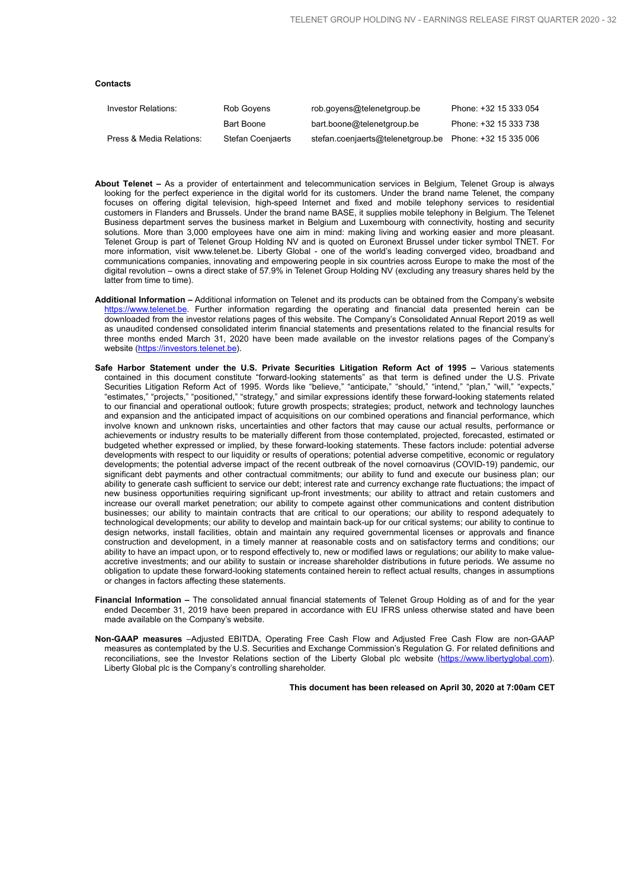**Contacts**

| | | | |
|---|---|---|---|
| Investor Relations: | Rob Goyens | rob.goyens@telenetgroup.be | Phone: +32 15 333 054 |
| | Bart Boone | bart.boone@telenetgroup.be | Phone: +32 15 333 738 |
| Press & Media Relations: | Stefan Coenjaerts | stefan.coenjaerts@telenetgroup.be | Phone: +32 15 335 006 |

**About Telenet –** As a provider of entertainment and telecommunication services in Belgium, Telenet Group is always looking for the perfect experience in the digital world for its customers. Under the brand name Telenet, the company focuses on offering digital television, high-speed Internet and fixed and mobile telephony services to residential customers in Flanders and Brussels. Under the brand name BASE, it supplies mobile telephony in Belgium. The Telenet Business department serves the business market in Belgium and Luxembourg with connectivity, hosting and security solutions. More than 3,000 employees have one aim in mind: making living and working easier and more pleasant. Telenet Group is part of Telenet Group Holding NV and is quoted on Euronext Brussel under ticker symbol TNET. For more information, visit www.telenet.be. Liberty Global - one of the world's leading converged video, broadband and communications companies, innovating and empowering people in six countries across Europe to make the most of the digital revolution – owns a direct stake of 57.9% in Telenet Group Holding NV (excluding any treasury shares held by the latter from time to time).

**Additional Information –** Additional information on Telenet and its products can be obtained from the Company's website https://www.telenet.be. Further information regarding the operating and financial data presented herein can be downloaded from the investor relations pages of this website. The Company's Consolidated Annual Report 2019 as well as unaudited condensed consolidated interim financial statements and presentations related to the financial results for three months ended March 31, 2020 have been made available on the investor relations pages of the Company's website (https://investors.telenet.be).

**Safe Harbor Statement under the U.S. Private Securities Litigation Reform Act of 1995 –** Various statements contained in this document constitute "forward-looking statements" as that term is defined under the U.S. Private Securities Litigation Reform Act of 1995. Words like "believe," "anticipate," "should," "intend," "plan," "will," "expects," "estimates," "projects," "positioned," "strategy," and similar expressions identify these forward-looking statements related to our financial and operational outlook; future growth prospects; strategies; product, network and technology launches and expansion and the anticipated impact of acquisitions on our combined operations and financial performance, which involve known and unknown risks, uncertainties and other factors that may cause our actual results, performance or achievements or industry results to be materially different from those contemplated, projected, forecasted, estimated or budgeted whether expressed or implied, by these forward-looking statements. These factors include: potential adverse developments with respect to our liquidity or results of operations; potential adverse competitive, economic or regulatory developments; the potential adverse impact of the recent outbreak of the novel cornoavirus (COVID-19) pandemic, our significant debt payments and other contractual commitments; our ability to fund and execute our business plan; our ability to generate cash sufficient to service our debt; interest rate and currency exchange rate fluctuations; the impact of new business opportunities requiring significant up-front investments; our ability to attract and retain customers and increase our overall market penetration; our ability to compete against other communications and content distribution businesses; our ability to maintain contracts that are critical to our operations; our ability to respond adequately to technological developments; our ability to develop and maintain back-up for our critical systems; our ability to continue to design networks, install facilities, obtain and maintain any required governmental licenses or approvals and finance construction and development, in a timely manner at reasonable costs and on satisfactory terms and conditions; our ability to have an impact upon, or to respond effectively to, new or modified laws or regulations; our ability to make value-accretive investments; and our ability to sustain or increase shareholder distributions in future periods. We assume no obligation to update these forward-looking statements contained herein to reflect actual results, changes in assumptions or changes in factors affecting these statements.

**Financial Information –** The consolidated annual financial statements of Telenet Group Holding as of and for the year ended December 31, 2019 have been prepared in accordance with EU IFRS unless otherwise stated and have been made available on the Company's website.

**Non-GAAP measures** –Adjusted EBITDA, Operating Free Cash Flow and Adjusted Free Cash Flow are non-GAAP measures as contemplated by the U.S. Securities and Exchange Commission's Regulation G. For related definitions and reconciliations, see the Investor Relations section of the Liberty Global plc website (https://www.libertyglobal.com). Liberty Global plc is the Company's controlling shareholder.

**This document has been released on April 30, 2020 at 7:00am CET**